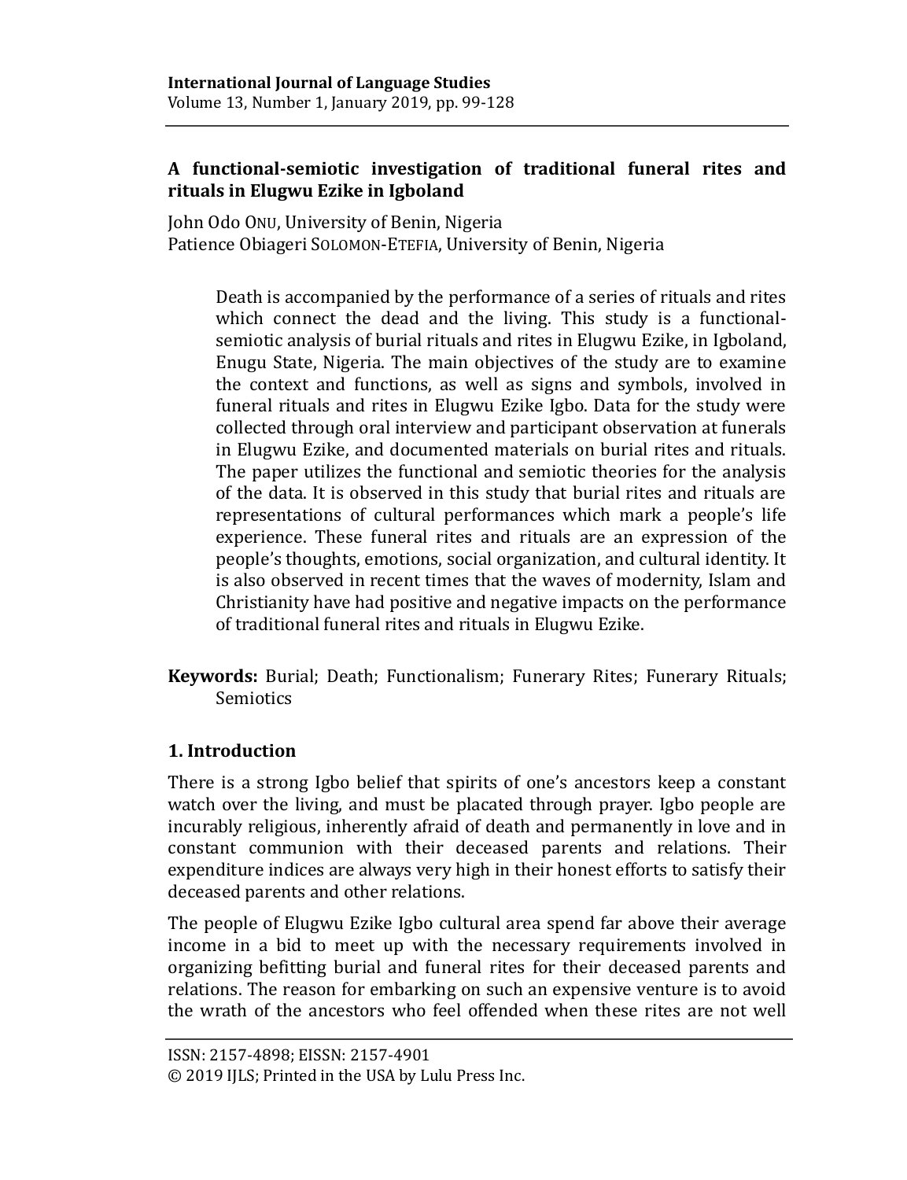# A functional-semiotic investigation of traditional funeral rites and rituals in Elugwu Ezike in Igboland

John Odo ONU, University of Benin, Nigeria
Patience Obiageri SOLOMON-ETEFIA, University of Benin, Nigeria

> Death is accompanied by the performance of a series of rituals and rites which connect the dead and the living. This study is a functional-semiotic analysis of burial rituals and rites in Elugwu Ezike, in Igboland, Enugu State, Nigeria. The main objectives of the study are to examine the context and functions, as well as signs and symbols, involved in funeral rituals and rites in Elugwu Ezike Igbo. Data for the study were collected through oral interview and participant observation at funerals in Elugwu Ezike, and documented materials on burial rites and rituals. The paper utilizes the functional and semiotic theories for the analysis of the data. It is observed in this study that burial rites and rituals are representations of cultural performances which mark a people's life experience. These funeral rites and rituals are an expression of the people's thoughts, emotions, social organization, and cultural identity. It is also observed in recent times that the waves of modernity, Islam and Christianity have had positive and negative impacts on the performance of traditional funeral rites and rituals in Elugwu Ezike.

**Keywords:** Burial; Death; Functionalism; Funerary Rites; Funerary Rituals; Semiotics

## 1. Introduction

There is a strong Igbo belief that spirits of one's ancestors keep a constant watch over the living, and must be placated through prayer. Igbo people are incurably religious, inherently afraid of death and permanently in love and in constant communion with their deceased parents and relations. Their expenditure indices are always very high in their honest efforts to satisfy their deceased parents and other relations.

The people of Elugwu Ezike Igbo cultural area spend far above their average income in a bid to meet up with the necessary requirements involved in organizing befitting burial and funeral rites for their deceased parents and relations. The reason for embarking on such an expensive venture is to avoid the wrath of the ancestors who feel offended when these rites are not well

ISSN: 2157-4898; EISSN: 2157-4901
© 2019 IJLS; Printed in the USA by Lulu Press Inc.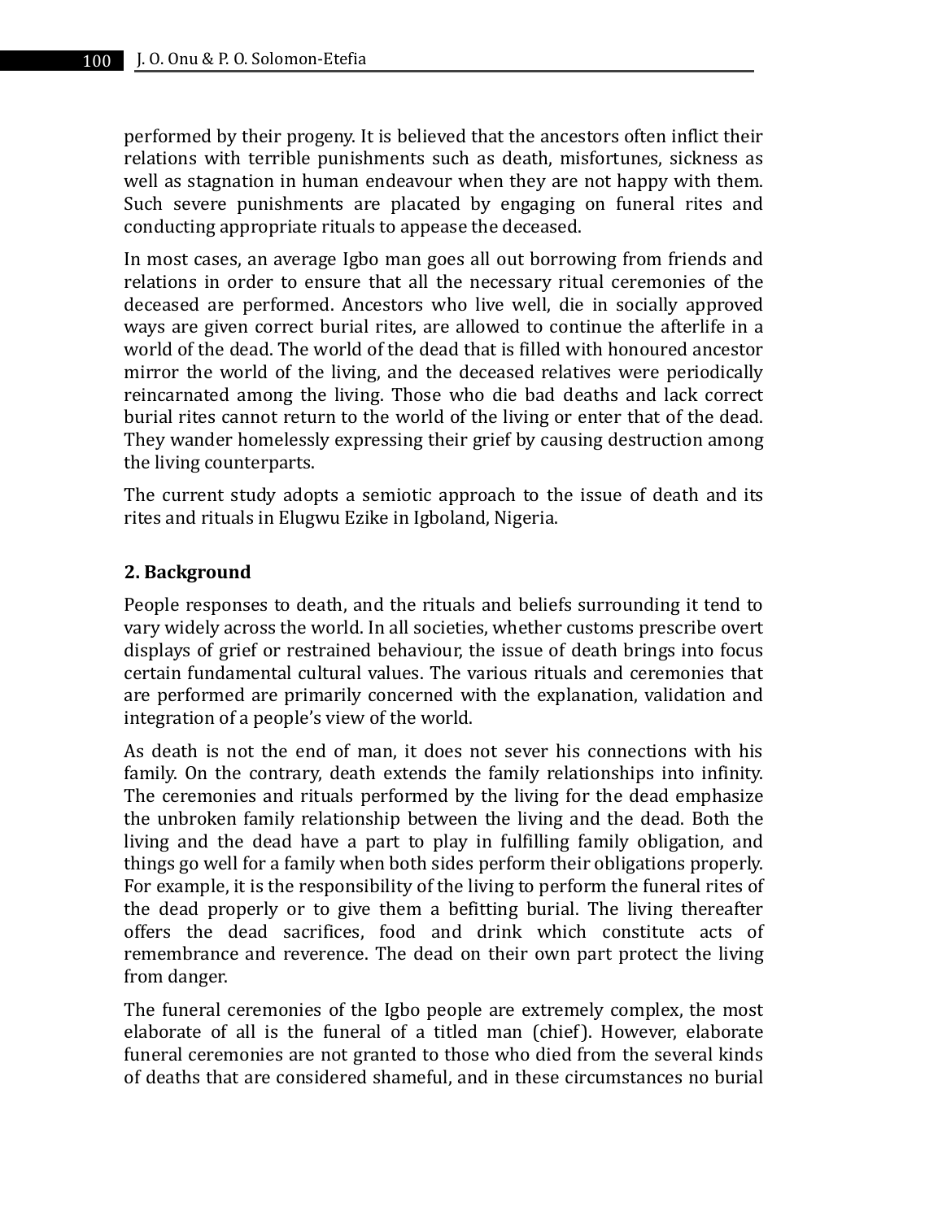performed by their progeny. It is believed that the ancestors often inflict their relations with terrible punishments such as death, misfortunes, sickness as well as stagnation in human endeavour when they are not happy with them. Such severe punishments are placated by engaging on funeral rites and conducting appropriate rituals to appease the deceased.

In most cases, an average Igbo man goes all out borrowing from friends and relations in order to ensure that all the necessary ritual ceremonies of the deceased are performed. Ancestors who live well, die in socially approved ways are given correct burial rites, are allowed to continue the afterlife in a world of the dead. The world of the dead that is filled with honoured ancestor mirror the world of the living, and the deceased relatives were periodically reincarnated among the living. Those who die bad deaths and lack correct burial rites cannot return to the world of the living or enter that of the dead. They wander homelessly expressing their grief by causing destruction among the living counterparts.

The current study adopts a semiotic approach to the issue of death and its rites and rituals in Elugwu Ezike in Igboland, Nigeria.

## 2. Background

People responses to death, and the rituals and beliefs surrounding it tend to vary widely across the world. In all societies, whether customs prescribe overt displays of grief or restrained behaviour, the issue of death brings into focus certain fundamental cultural values. The various rituals and ceremonies that are performed are primarily concerned with the explanation, validation and integration of a people's view of the world.

As death is not the end of man, it does not sever his connections with his family. On the contrary, death extends the family relationships into infinity. The ceremonies and rituals performed by the living for the dead emphasize the unbroken family relationship between the living and the dead. Both the living and the dead have a part to play in fulfilling family obligation, and things go well for a family when both sides perform their obligations properly. For example, it is the responsibility of the living to perform the funeral rites of the dead properly or to give them a befitting burial. The living thereafter offers the dead sacrifices, food and drink which constitute acts of remembrance and reverence. The dead on their own part protect the living from danger.

The funeral ceremonies of the Igbo people are extremely complex, the most elaborate of all is the funeral of a titled man (chief). However, elaborate funeral ceremonies are not granted to those who died from the several kinds of deaths that are considered shameful, and in these circumstances no burial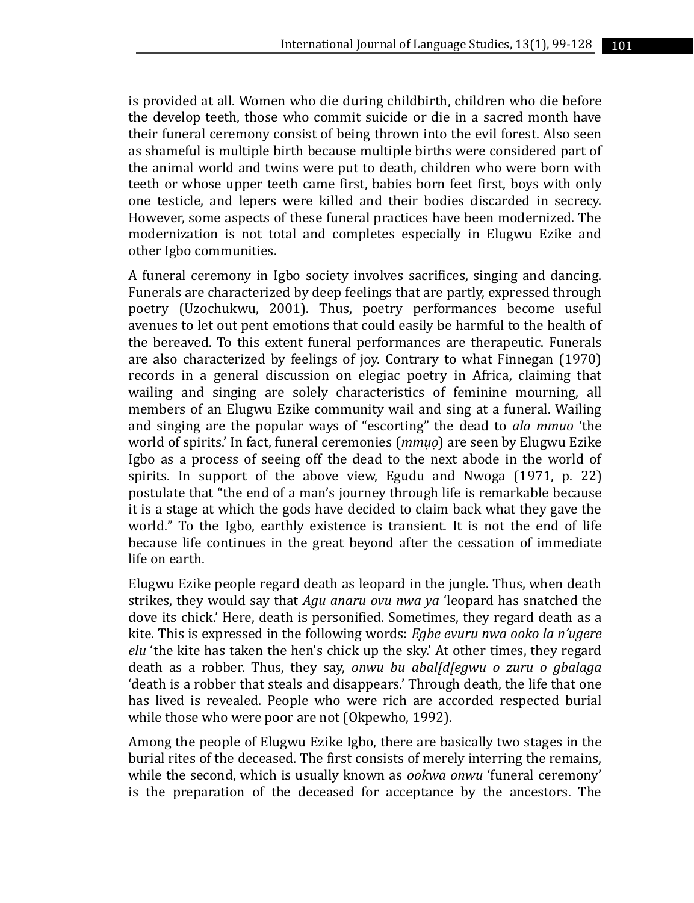is provided at all. Women who die during childbirth, children who die before the develop teeth, those who commit suicide or die in a sacred month have their funeral ceremony consist of being thrown into the evil forest. Also seen as shameful is multiple birth because multiple births were considered part of the animal world and twins were put to death, children who were born with teeth or whose upper teeth came first, babies born feet first, boys with only one testicle, and lepers were killed and their bodies discarded in secrecy. However, some aspects of these funeral practices have been modernized. The modernization is not total and completes especially in Elugwu Ezike and other Igbo communities.

A funeral ceremony in Igbo society involves sacrifices, singing and dancing. Funerals are characterized by deep feelings that are partly, expressed through poetry (Uzochukwu, 2001). Thus, poetry performances become useful avenues to let out pent emotions that could easily be harmful to the health of the bereaved. To this extent funeral performances are therapeutic. Funerals are also characterized by feelings of joy. Contrary to what Finnegan (1970) records in a general discussion on elegiac poetry in Africa, claiming that wailing and singing are solely characteristics of feminine mourning, all members of an Elugwu Ezike community wail and sing at a funeral. Wailing and singing are the popular ways of "escorting" the dead to *ala mmuo* 'the world of spirits.' In fact, funeral ceremonies (*mmụọ*) are seen by Elugwu Ezike Igbo as a process of seeing off the dead to the next abode in the world of spirits. In support of the above view, Egudu and Nwoga (1971, p. 22) postulate that "the end of a man's journey through life is remarkable because it is a stage at which the gods have decided to claim back what they gave the world." To the Igbo, earthly existence is transient. It is not the end of life because life continues in the great beyond after the cessation of immediate life on earth.

Elugwu Ezike people regard death as leopard in the jungle. Thus, when death strikes, they would say that *Agu anaru ovu nwa ya* 'leopard has snatched the dove its chick.' Here, death is personified. Sometimes, they regard death as a kite. This is expressed in the following words: *Egbe evuru nwa ooko la n'ugere elu* 'the kite has taken the hen's chick up the sky.' At other times, they regard death as a robber. Thus, they say, *onwu bu abal[d[egwu o zuru o gbalaga* 'death is a robber that steals and disappears.' Through death, the life that one has lived is revealed. People who were rich are accorded respected burial while those who were poor are not (Okpewho, 1992).

Among the people of Elugwu Ezike Igbo, there are basically two stages in the burial rites of the deceased. The first consists of merely interring the remains, while the second, which is usually known as *ookwa onwu* 'funeral ceremony' is the preparation of the deceased for acceptance by the ancestors. The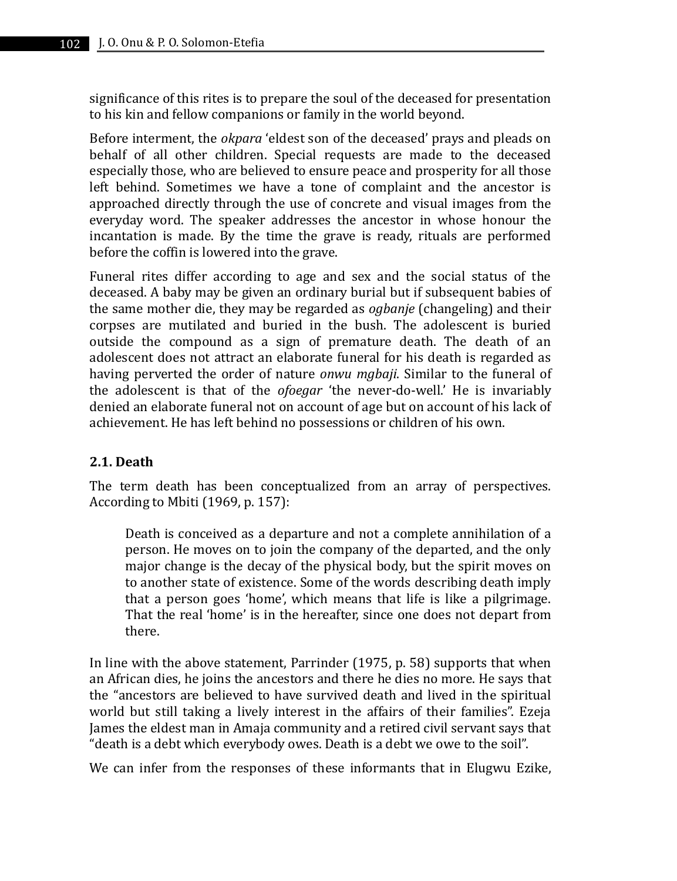significance of this rites is to prepare the soul of the deceased for presentation to his kin and fellow companions or family in the world beyond.

Before interment, the *okpara* 'eldest son of the deceased' prays and pleads on behalf of all other children. Special requests are made to the deceased especially those, who are believed to ensure peace and prosperity for all those left behind. Sometimes we have a tone of complaint and the ancestor is approached directly through the use of concrete and visual images from the everyday word. The speaker addresses the ancestor in whose honour the incantation is made. By the time the grave is ready, rituals are performed before the coffin is lowered into the grave.

Funeral rites differ according to age and sex and the social status of the deceased. A baby may be given an ordinary burial but if subsequent babies of the same mother die, they may be regarded as *ogbanje* (changeling) and their corpses are mutilated and buried in the bush. The adolescent is buried outside the compound as a sign of premature death. The death of an adolescent does not attract an elaborate funeral for his death is regarded as having perverted the order of nature *onwu mgbaji*. Similar to the funeral of the adolescent is that of the *ofoegar* 'the never-do-well.' He is invariably denied an elaborate funeral not on account of age but on account of his lack of achievement. He has left behind no possessions or children of his own.

### 2.1. Death

The term death has been conceptualized from an array of perspectives. According to Mbiti (1969, p. 157):

> Death is conceived as a departure and not a complete annihilation of a person. He moves on to join the company of the departed, and the only major change is the decay of the physical body, but the spirit moves on to another state of existence. Some of the words describing death imply that a person goes 'home', which means that life is like a pilgrimage. That the real 'home' is in the hereafter, since one does not depart from there.

In line with the above statement, Parrinder (1975, p. 58) supports that when an African dies, he joins the ancestors and there he dies no more. He says that the "ancestors are believed to have survived death and lived in the spiritual world but still taking a lively interest in the affairs of their families". Ezeja James the eldest man in Amaja community and a retired civil servant says that "death is a debt which everybody owes. Death is a debt we owe to the soil".

We can infer from the responses of these informants that in Elugwu Ezike,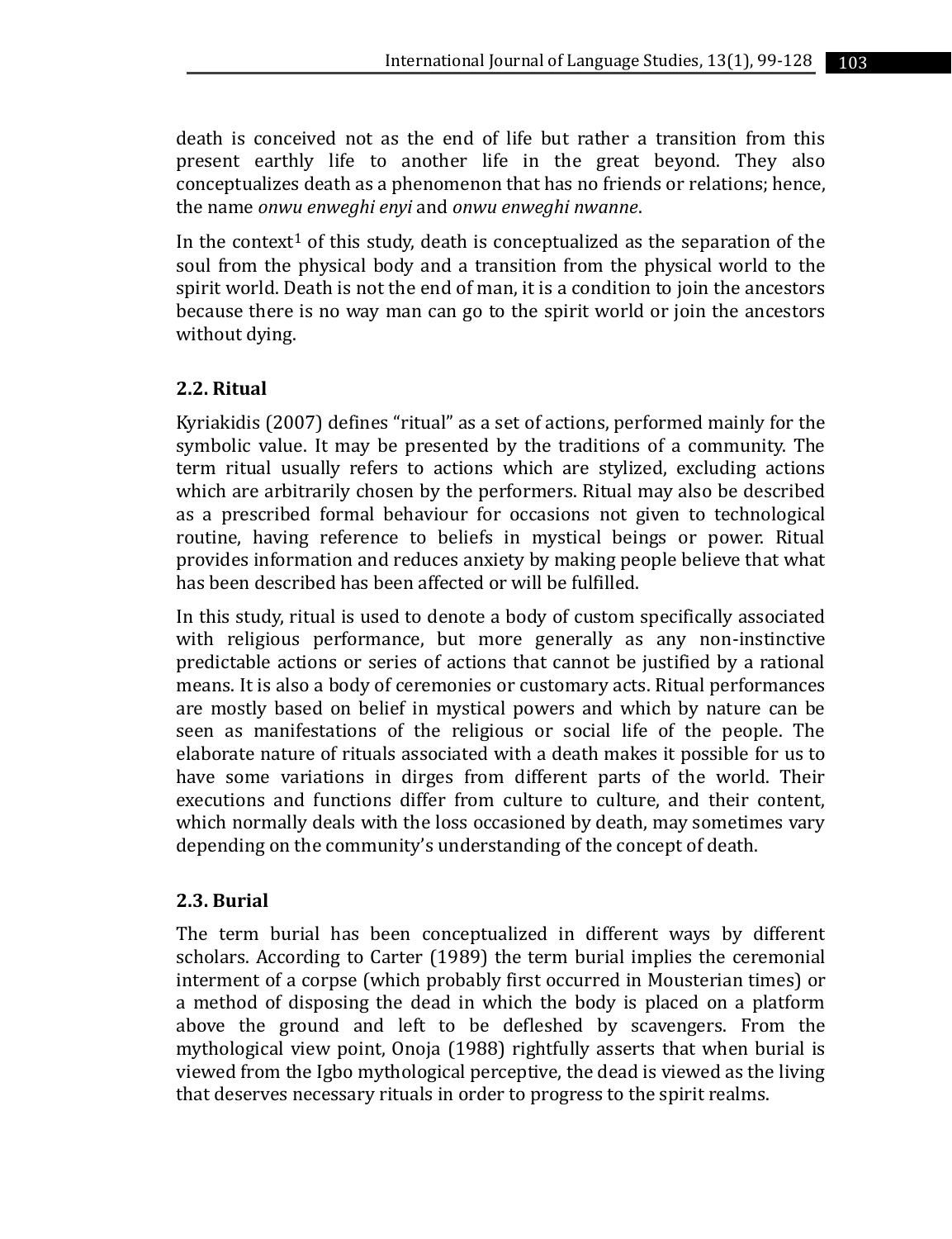death is conceived not as the end of life but rather a transition from this present earthly life to another life in the great beyond. They also conceptualizes death as a phenomenon that has no friends or relations; hence, the name *onwu enweghi enyi* and *onwu enweghi nwanne*.

In the context[1] of this study, death is conceptualized as the separation of the soul from the physical body and a transition from the physical world to the spirit world. Death is not the end of man, it is a condition to join the ancestors because there is no way man can go to the spirit world or join the ancestors without dying.

### 2.2. Ritual

Kyriakidis (2007) defines "ritual" as a set of actions, performed mainly for the symbolic value. It may be presented by the traditions of a community. The term ritual usually refers to actions which are stylized, excluding actions which are arbitrarily chosen by the performers. Ritual may also be described as a prescribed formal behaviour for occasions not given to technological routine, having reference to beliefs in mystical beings or power. Ritual provides information and reduces anxiety by making people believe that what has been described has been affected or will be fulfilled.

In this study, ritual is used to denote a body of custom specifically associated with religious performance, but more generally as any non-instinctive predictable actions or series of actions that cannot be justified by a rational means. It is also a body of ceremonies or customary acts. Ritual performances are mostly based on belief in mystical powers and which by nature can be seen as manifestations of the religious or social life of the people. The elaborate nature of rituals associated with a death makes it possible for us to have some variations in dirges from different parts of the world. Their executions and functions differ from culture to culture, and their content, which normally deals with the loss occasioned by death, may sometimes vary depending on the community's understanding of the concept of death.

### 2.3. Burial

The term burial has been conceptualized in different ways by different scholars. According to Carter (1989) the term burial implies the ceremonial interment of a corpse (which probably first occurred in Mousterian times) or a method of disposing the dead in which the body is placed on a platform above the ground and left to be defleshed by scavengers. From the mythological view point, Onoja (1988) rightfully asserts that when burial is viewed from the Igbo mythological perceptive, the dead is viewed as the living that deserves necessary rituals in order to progress to the spirit realms.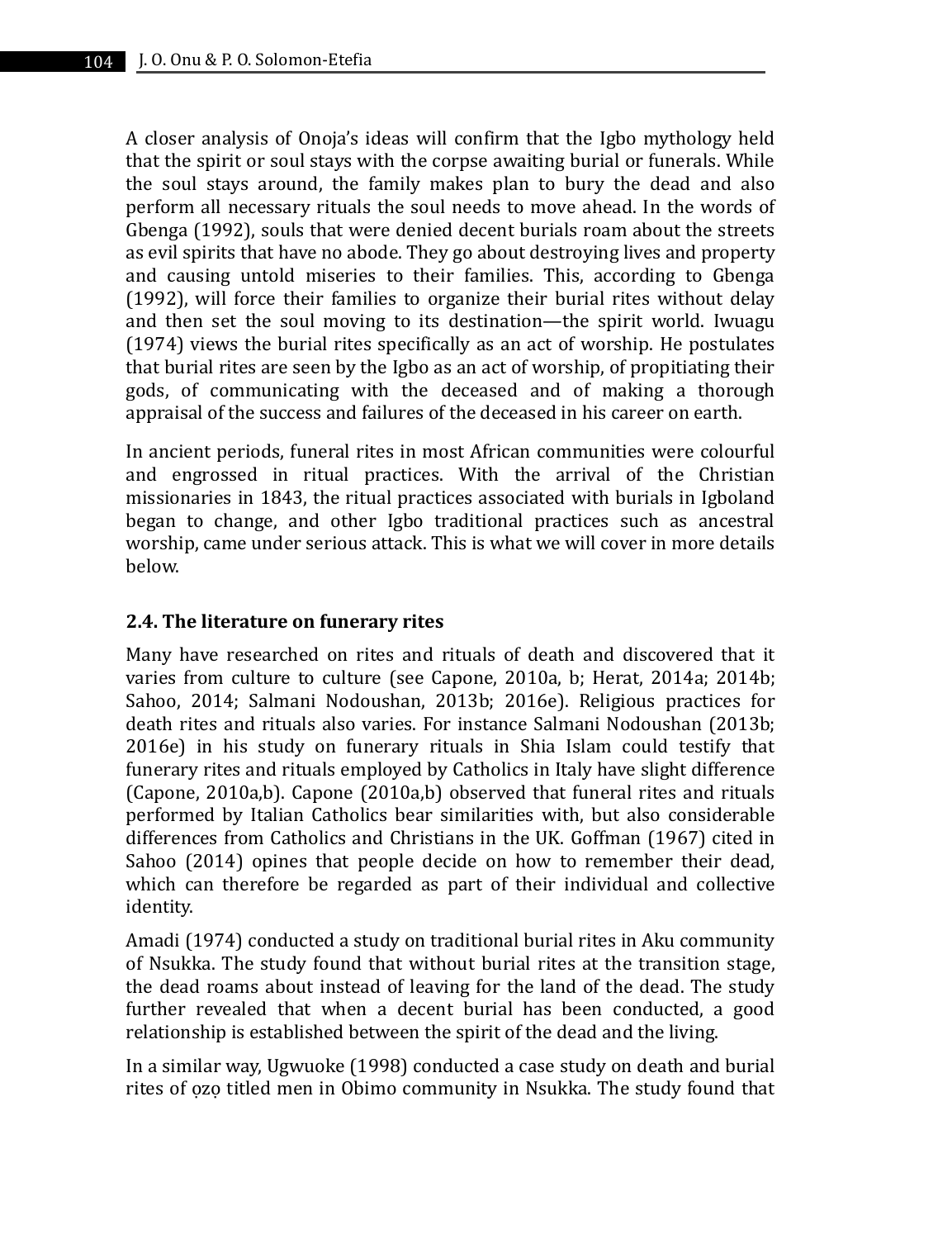A closer analysis of Onoja's ideas will confirm that the Igbo mythology held that the spirit or soul stays with the corpse awaiting burial or funerals. While the soul stays around, the family makes plan to bury the dead and also perform all necessary rituals the soul needs to move ahead. In the words of Gbenga (1992), souls that were denied decent burials roam about the streets as evil spirits that have no abode. They go about destroying lives and property and causing untold miseries to their families. This, according to Gbenga (1992), will force their families to organize their burial rites without delay and then set the soul moving to its destination—the spirit world. Iwuagu (1974) views the burial rites specifically as an act of worship. He postulates that burial rites are seen by the Igbo as an act of worship, of propitiating their gods, of communicating with the deceased and of making a thorough appraisal of the success and failures of the deceased in his career on earth.

In ancient periods, funeral rites in most African communities were colourful and engrossed in ritual practices. With the arrival of the Christian missionaries in 1843, the ritual practices associated with burials in Igboland began to change, and other Igbo traditional practices such as ancestral worship, came under serious attack. This is what we will cover in more details below.

### 2.4. The literature on funerary rites

Many have researched on rites and rituals of death and discovered that it varies from culture to culture (see Capone, 2010a, b; Herat, 2014a; 2014b; Sahoo, 2014; Salmani Nodoushan, 2013b; 2016e). Religious practices for death rites and rituals also varies. For instance Salmani Nodoushan (2013b; 2016e) in his study on funerary rituals in Shia Islam could testify that funerary rites and rituals employed by Catholics in Italy have slight difference (Capone, 2010a,b). Capone (2010a,b) observed that funeral rites and rituals performed by Italian Catholics bear similarities with, but also considerable differences from Catholics and Christians in the UK. Goffman (1967) cited in Sahoo (2014) opines that people decide on how to remember their dead, which can therefore be regarded as part of their individual and collective identity.

Amadi (1974) conducted a study on traditional burial rites in Aku community of Nsukka. The study found that without burial rites at the transition stage, the dead roams about instead of leaving for the land of the dead. The study further revealed that when a decent burial has been conducted, a good relationship is established between the spirit of the dead and the living.

In a similar way, Ugwuoke (1998) conducted a case study on death and burial rites of ọzọ titled men in Obimo community in Nsukka. The study found that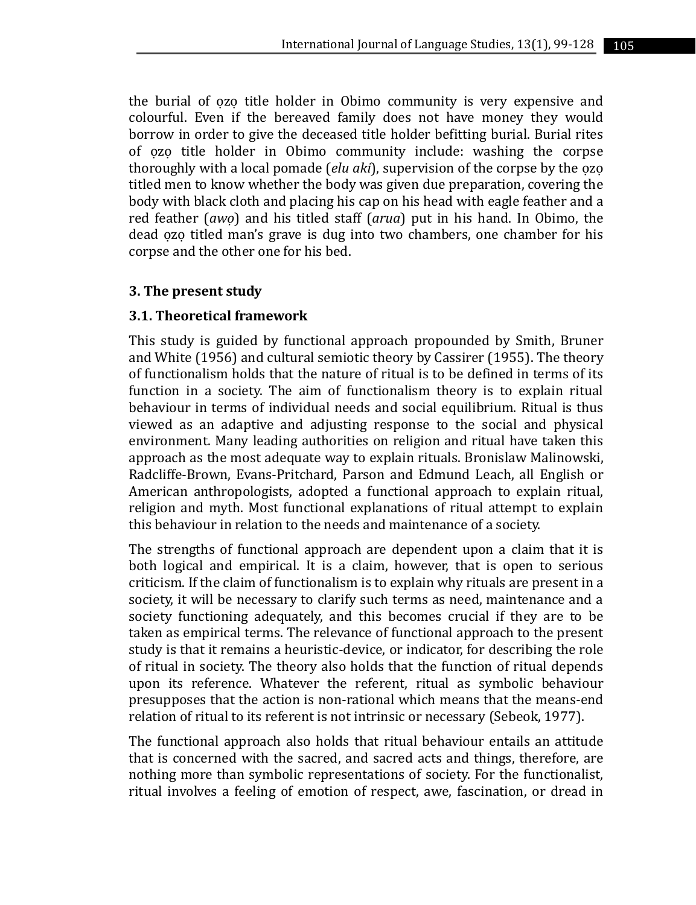the burial of ọzọ title holder in Obimo community is very expensive and colourful. Even if the bereaved family does not have money they would borrow in order to give the deceased title holder befitting burial. Burial rites of ọzọ title holder in Obimo community include: washing the corpse thoroughly with a local pomade (*elu aki*), supervision of the corpse by the ọzọ titled men to know whether the body was given due preparation, covering the body with black cloth and placing his cap on his head with eagle feather and a red feather (*awọ*) and his titled staff (*arua*) put in his hand. In Obimo, the dead ọzọ titled man's grave is dug into two chambers, one chamber for his corpse and the other one for his bed.

## 3. The present study

### 3.1. Theoretical framework

This study is guided by functional approach propounded by Smith, Bruner and White (1956) and cultural semiotic theory by Cassirer (1955). The theory of functionalism holds that the nature of ritual is to be defined in terms of its function in a society. The aim of functionalism theory is to explain ritual behaviour in terms of individual needs and social equilibrium. Ritual is thus viewed as an adaptive and adjusting response to the social and physical environment. Many leading authorities on religion and ritual have taken this approach as the most adequate way to explain rituals. Bronislaw Malinowski, Radcliffe-Brown, Evans-Pritchard, Parson and Edmund Leach, all English or American anthropologists, adopted a functional approach to explain ritual, religion and myth. Most functional explanations of ritual attempt to explain this behaviour in relation to the needs and maintenance of a society.

The strengths of functional approach are dependent upon a claim that it is both logical and empirical. It is a claim, however, that is open to serious criticism. If the claim of functionalism is to explain why rituals are present in a society, it will be necessary to clarify such terms as need, maintenance and a society functioning adequately, and this becomes crucial if they are to be taken as empirical terms. The relevance of functional approach to the present study is that it remains a heuristic-device, or indicator, for describing the role of ritual in society. The theory also holds that the function of ritual depends upon its reference. Whatever the referent, ritual as symbolic behaviour presupposes that the action is non-rational which means that the means-end relation of ritual to its referent is not intrinsic or necessary (Sebeok, 1977).

The functional approach also holds that ritual behaviour entails an attitude that is concerned with the sacred, and sacred acts and things, therefore, are nothing more than symbolic representations of society. For the functionalist, ritual involves a feeling of emotion of respect, awe, fascination, or dread in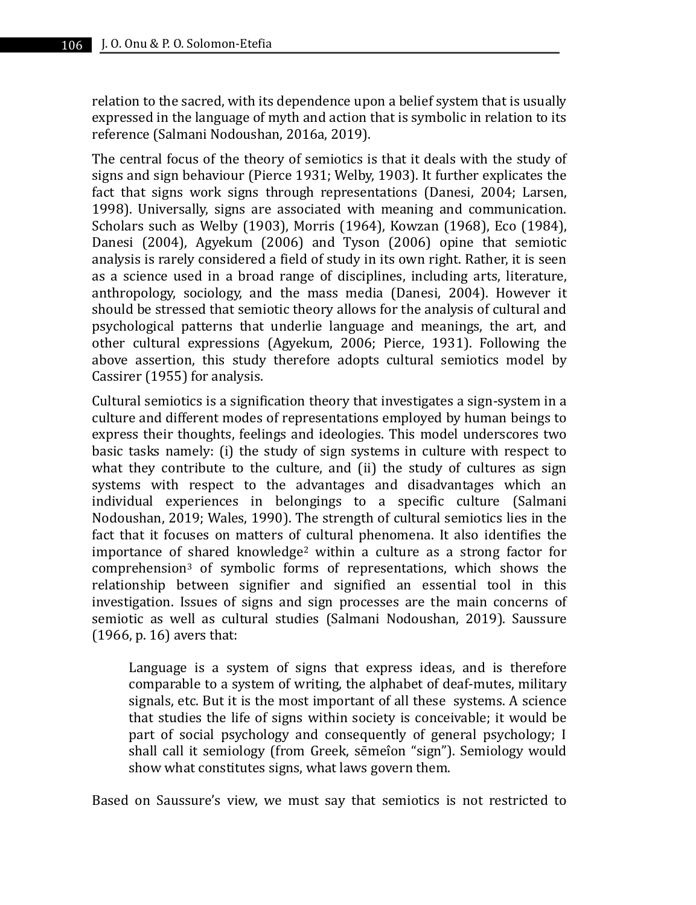relation to the sacred, with its dependence upon a belief system that is usually expressed in the language of myth and action that is symbolic in relation to its reference (Salmani Nodoushan, 2016a, 2019).

The central focus of the theory of semiotics is that it deals with the study of signs and sign behaviour (Pierce 1931; Welby, 1903). It further explicates the fact that signs work signs through representations (Danesi, 2004; Larsen, 1998). Universally, signs are associated with meaning and communication. Scholars such as Welby (1903), Morris (1964), Kowzan (1968), Eco (1984), Danesi (2004), Agyekum (2006) and Tyson (2006) opine that semiotic analysis is rarely considered a field of study in its own right. Rather, it is seen as a science used in a broad range of disciplines, including arts, literature, anthropology, sociology, and the mass media (Danesi, 2004). However it should be stressed that semiotic theory allows for the analysis of cultural and psychological patterns that underlie language and meanings, the art, and other cultural expressions (Agyekum, 2006; Pierce, 1931). Following the above assertion, this study therefore adopts cultural semiotics model by Cassirer (1955) for analysis.

Cultural semiotics is a signification theory that investigates a sign-system in a culture and different modes of representations employed by human beings to express their thoughts, feelings and ideologies. This model underscores two basic tasks namely: (i) the study of sign systems in culture with respect to what they contribute to the culture, and (ii) the study of cultures as sign systems with respect to the advantages and disadvantages which an individual experiences in belongings to a specific culture (Salmani Nodoushan, 2019; Wales, 1990). The strength of cultural semiotics lies in the fact that it focuses on matters of cultural phenomena. It also identifies the importance of shared knowledge[2] within a culture as a strong factor for comprehension[3] of symbolic forms of representations, which shows the relationship between signifier and signified an essential tool in this investigation. Issues of signs and sign processes are the main concerns of semiotic as well as cultural studies (Salmani Nodoushan, 2019). Saussure (1966, p. 16) avers that:

> Language is a system of signs that express ideas, and is therefore comparable to a system of writing, the alphabet of deaf-mutes, military signals, etc. But it is the most important of all these systems. A science that studies the life of signs within society is conceivable; it would be part of social psychology and consequently of general psychology; I shall call it semiology (from Greek, sēmeîon "sign"). Semiology would show what constitutes signs, what laws govern them.

Based on Saussure's view, we must say that semiotics is not restricted to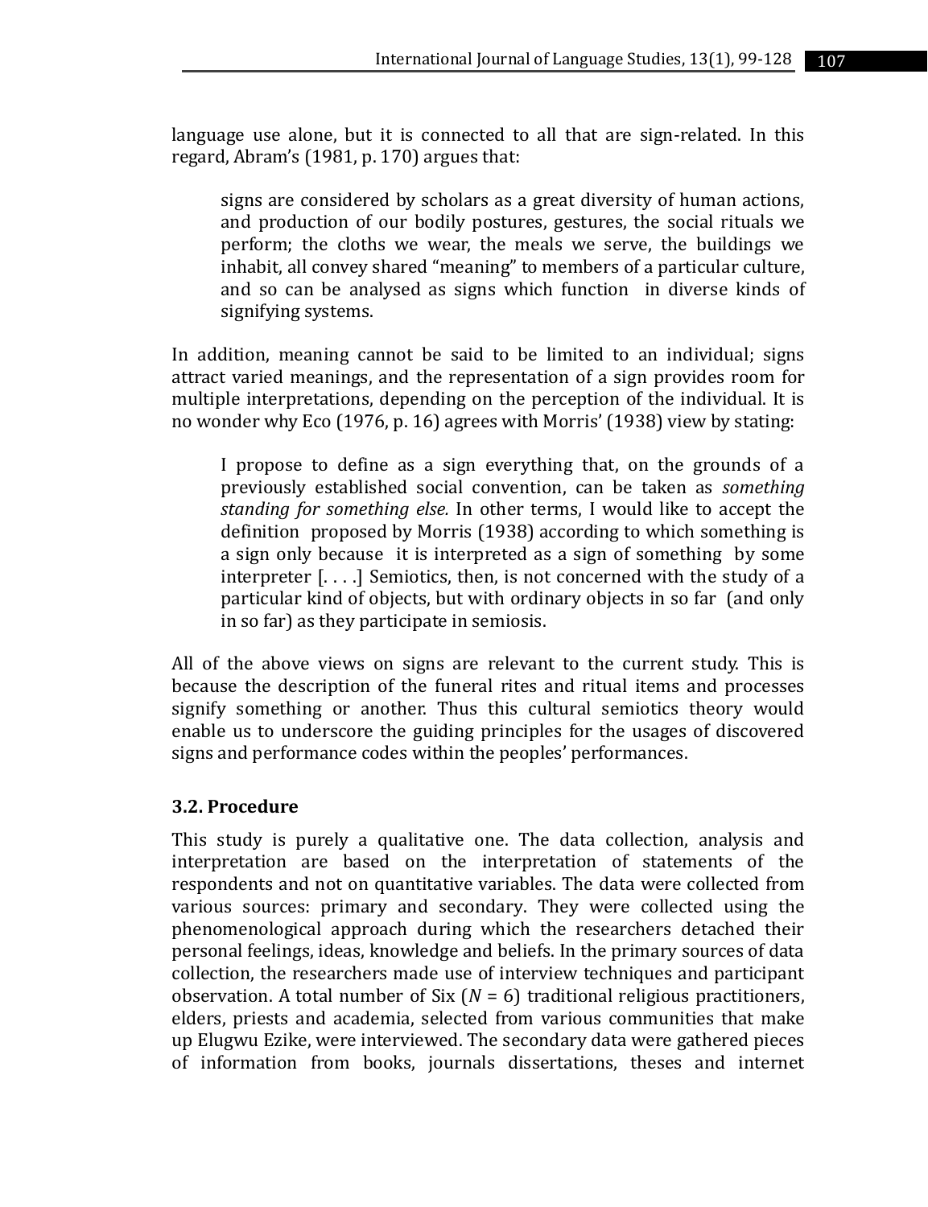language use alone, but it is connected to all that are sign-related. In this regard, Abram's (1981, p. 170) argues that:

> signs are considered by scholars as a great diversity of human actions, and production of our bodily postures, gestures, the social rituals we perform; the cloths we wear, the meals we serve, the buildings we inhabit, all convey shared "meaning" to members of a particular culture, and so can be analysed as signs which function in diverse kinds of signifying systems.

In addition, meaning cannot be said to be limited to an individual; signs attract varied meanings, and the representation of a sign provides room for multiple interpretations, depending on the perception of the individual. It is no wonder why Eco (1976, p. 16) agrees with Morris' (1938) view by stating:

> I propose to define as a sign everything that, on the grounds of a previously established social convention, can be taken as *something standing for something else.* In other terms, I would like to accept the definition proposed by Morris (1938) according to which something is a sign only because it is interpreted as a sign of something by some interpreter [. . . .] Semiotics, then, is not concerned with the study of a particular kind of objects, but with ordinary objects in so far (and only in so far) as they participate in semiosis.

All of the above views on signs are relevant to the current study. This is because the description of the funeral rites and ritual items and processes signify something or another. Thus this cultural semiotics theory would enable us to underscore the guiding principles for the usages of discovered signs and performance codes within the peoples' performances.

### 3.2. Procedure

This study is purely a qualitative one. The data collection, analysis and interpretation are based on the interpretation of statements of the respondents and not on quantitative variables. The data were collected from various sources: primary and secondary. They were collected using the phenomenological approach during which the researchers detached their personal feelings, ideas, knowledge and beliefs. In the primary sources of data collection, the researchers made use of interview techniques and participant observation. A total number of Six ($N = 6$) traditional religious practitioners, elders, priests and academia, selected from various communities that make up Elugwu Ezike, were interviewed. The secondary data were gathered pieces of information from books, journals dissertations, theses and internet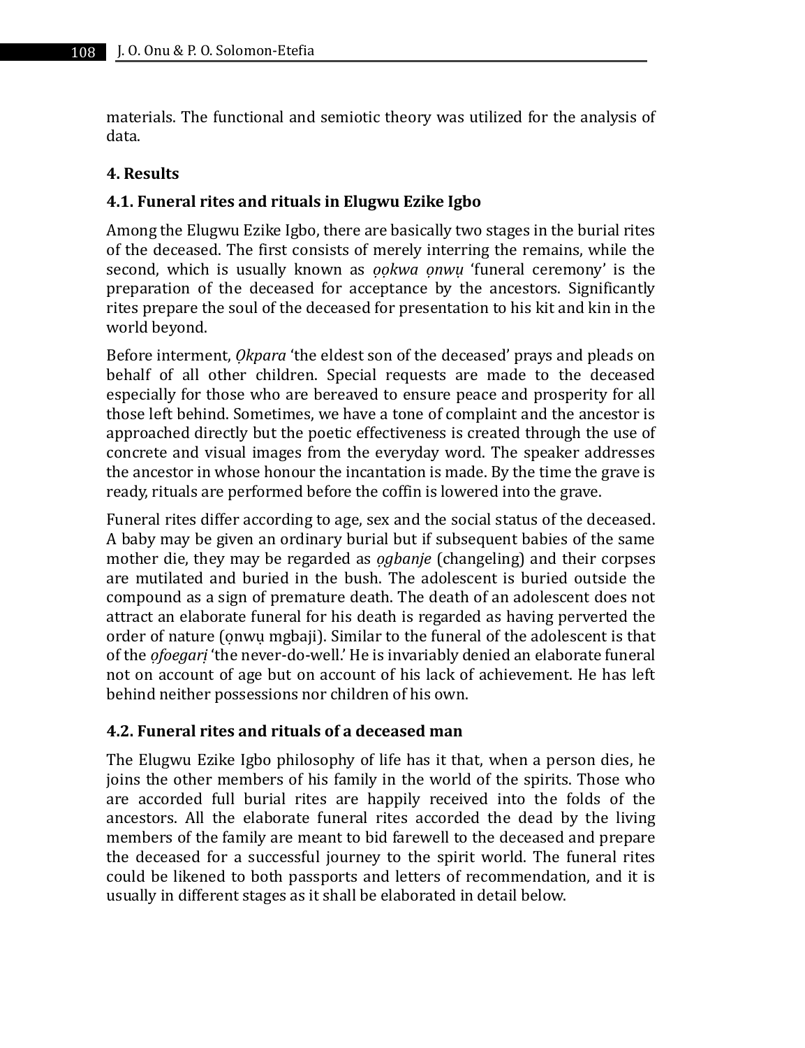materials. The functional and semiotic theory was utilized for the analysis of data.

## 4. Results

### 4.1. Funeral rites and rituals in Elugwu Ezike Igbo

Among the Elugwu Ezike Igbo, there are basically two stages in the burial rites of the deceased. The first consists of merely interring the remains, while the second, which is usually known as *ọọkwa ọnwụ* 'funeral ceremony' is the preparation of the deceased for acceptance by the ancestors. Significantly rites prepare the soul of the deceased for presentation to his kit and kin in the world beyond.

Before interment, *Ọkpara* 'the eldest son of the deceased' prays and pleads on behalf of all other children. Special requests are made to the deceased especially for those who are bereaved to ensure peace and prosperity for all those left behind. Sometimes, we have a tone of complaint and the ancestor is approached directly but the poetic effectiveness is created through the use of concrete and visual images from the everyday word. The speaker addresses the ancestor in whose honour the incantation is made. By the time the grave is ready, rituals are performed before the coffin is lowered into the grave.

Funeral rites differ according to age, sex and the social status of the deceased. A baby may be given an ordinary burial but if subsequent babies of the same mother die, they may be regarded as *ọgbanje* (changeling) and their corpses are mutilated and buried in the bush. The adolescent is buried outside the compound as a sign of premature death. The death of an adolescent does not attract an elaborate funeral for his death is regarded as having perverted the order of nature (ọnwụ mgbaji). Similar to the funeral of the adolescent is that of the *ọfoegarị* 'the never-do-well.' He is invariably denied an elaborate funeral not on account of age but on account of his lack of achievement. He has left behind neither possessions nor children of his own.

### 4.2. Funeral rites and rituals of a deceased man

The Elugwu Ezike Igbo philosophy of life has it that, when a person dies, he joins the other members of his family in the world of the spirits. Those who are accorded full burial rites are happily received into the folds of the ancestors. All the elaborate funeral rites accorded the dead by the living members of the family are meant to bid farewell to the deceased and prepare the deceased for a successful journey to the spirit world. The funeral rites could be likened to both passports and letters of recommendation, and it is usually in different stages as it shall be elaborated in detail below.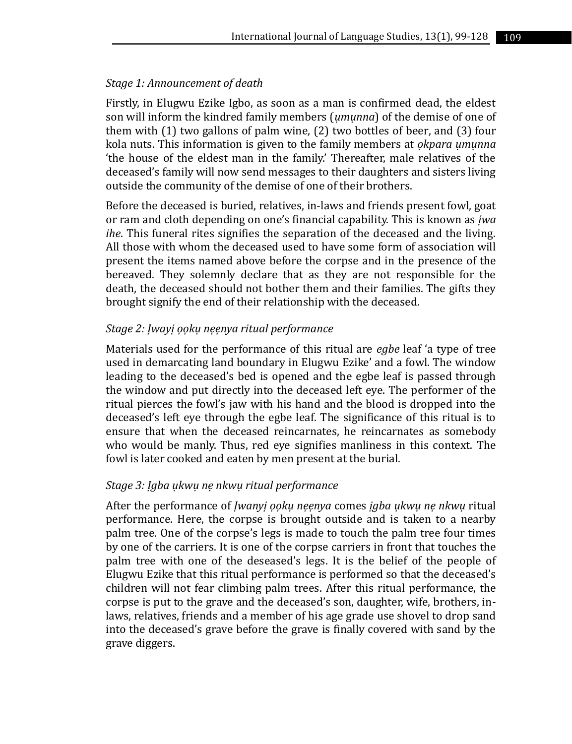*Stage 1: Announcement of death*

Firstly, in Elugwu Ezike Igbo, as soon as a man is confirmed dead, the eldest son will inform the kindred family members (*ụmụnna*) of the demise of one of them with (1) two gallons of palm wine, (2) two bottles of beer, and (3) four kola nuts. This information is given to the family members at *ọkpara ụmụnna* 'the house of the eldest man in the family.' Thereafter, male relatives of the deceased's family will now send messages to their daughters and sisters living outside the community of the demise of one of their brothers.

Before the deceased is buried, relatives, in-laws and friends present fowl, goat or ram and cloth depending on one's financial capability. This is known as *ịwa ihe*. This funeral rites signifies the separation of the deceased and the living. All those with whom the deceased used to have some form of association will present the items named above before the corpse and in the presence of the bereaved. They solemnly declare that as they are not responsible for the death, the deceased should not bother them and their families. The gifts they brought signify the end of their relationship with the deceased.

*Stage 2: Ịwayị ọọkụ nẹẹnya ritual performance*

Materials used for the performance of this ritual are *egbe* leaf 'a type of tree used in demarcating land boundary in Elugwu Ezike' and a fowl. The window leading to the deceased's bed is opened and the egbe leaf is passed through the window and put directly into the deceased left eye. The performer of the ritual pierces the fowl's jaw with his hand and the blood is dropped into the deceased's left eye through the egbe leaf. The significance of this ritual is to ensure that when the deceased reincarnates, he reincarnates as somebody who would be manly. Thus, red eye signifies manliness in this context. The fowl is later cooked and eaten by men present at the burial.

*Stage 3: Ịgba ụkwụ nẹ nkwụ ritual performance*

After the performance of *Ịwanyị ọọkụ nẹẹnya* comes *ịgba ụkwụ nẹ nkwụ* ritual performance. Here, the corpse is brought outside and is taken to a nearby palm tree. One of the corpse's legs is made to touch the palm tree four times by one of the carriers. It is one of the corpse carriers in front that touches the palm tree with one of the deseased's legs. It is the belief of the people of Elugwu Ezike that this ritual performance is performed so that the deceased's children will not fear climbing palm trees. After this ritual performance, the corpse is put to the grave and the deceased's son, daughter, wife, brothers, in-laws, relatives, friends and a member of his age grade use shovel to drop sand into the deceased's grave before the grave is finally covered with sand by the grave diggers.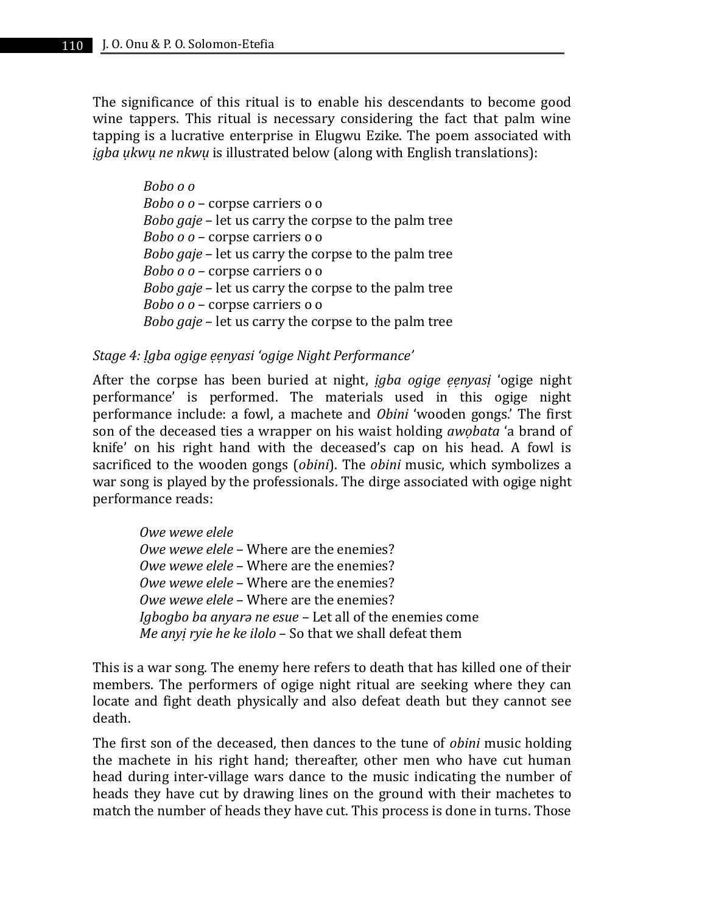The significance of this ritual is to enable his descendants to become good wine tappers. This ritual is necessary considering the fact that palm wine tapping is a lucrative enterprise in Elugwu Ezike. The poem associated with *ịgba ụkwụ ne nkwụ* is illustrated below (along with English translations):

> *Bobo o o*
> *Bobo o o* – corpse carriers o o
> *Bobo gaje* – let us carry the corpse to the palm tree
> *Bobo o o* – corpse carriers o o
> *Bobo gaje* – let us carry the corpse to the palm tree
> *Bobo o o* – corpse carriers o o
> *Bobo gaje* – let us carry the corpse to the palm tree
> *Bobo o o* – corpse carriers o o
> *Bobo gaje* – let us carry the corpse to the palm tree

*Stage 4: Ịgba ogige ẹẹnyasi 'ogige Night Performance'*

After the corpse has been buried at night, *ịgba ogige ẹẹnyasị* 'ogige night performance' is performed. The materials used in this ogige night performance include: a fowl, a machete and *Obini* 'wooden gongs.' The first son of the deceased ties a wrapper on his waist holding *awọbata* 'a brand of knife' on his right hand with the deceased's cap on his head. A fowl is sacrificed to the wooden gongs (*obini*). The *obini* music, which symbolizes a war song is played by the professionals. The dirge associated with ogige night performance reads:

> *Owe wewe elele*
> *Owe wewe elele* – Where are the enemies?
> *Owe wewe elele* – Where are the enemies?
> *Owe wewe elele* – Where are the enemies?
> *Owe wewe elele* – Where are the enemies?
> *Igbogbo ba anyarə ne esue* – Let all of the enemies come
> *Me anyị ryie he ke ilolo* – So that we shall defeat them

This is a war song. The enemy here refers to death that has killed one of their members. The performers of ogige night ritual are seeking where they can locate and fight death physically and also defeat death but they cannot see death.

The first son of the deceased, then dances to the tune of *obini* music holding the machete in his right hand; thereafter, other men who have cut human head during inter-village wars dance to the music indicating the number of heads they have cut by drawing lines on the ground with their machetes to match the number of heads they have cut. This process is done in turns. Those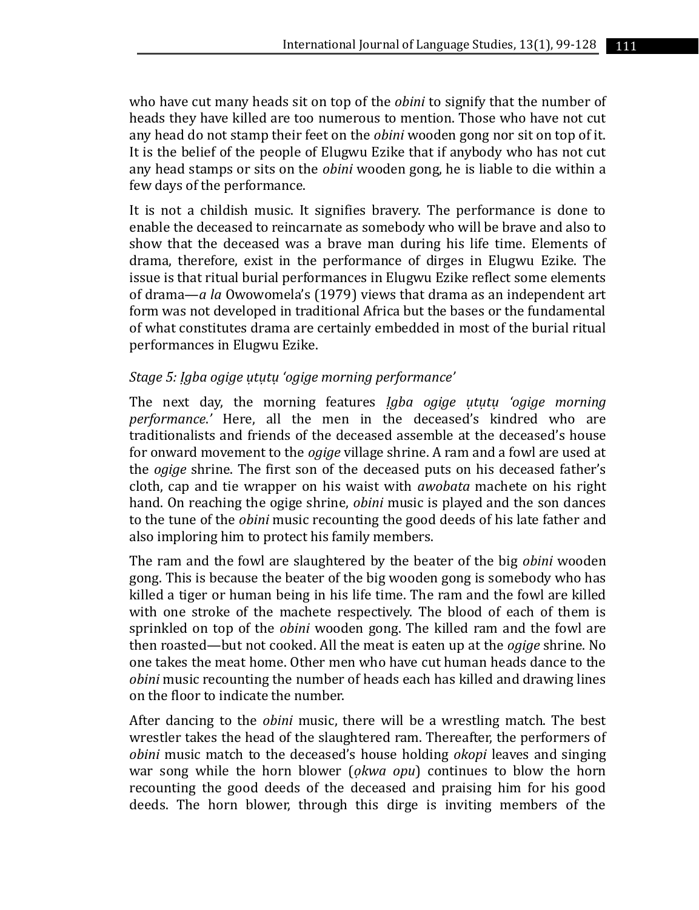who have cut many heads sit on top of the *obini* to signify that the number of heads they have killed are too numerous to mention. Those who have not cut any head do not stamp their feet on the *obini* wooden gong nor sit on top of it. It is the belief of the people of Elugwu Ezike that if anybody who has not cut any head stamps or sits on the *obini* wooden gong, he is liable to die within a few days of the performance.

It is not a childish music. It signifies bravery. The performance is done to enable the deceased to reincarnate as somebody who will be brave and also to show that the deceased was a brave man during his life time. Elements of drama, therefore, exist in the performance of dirges in Elugwu Ezike. The issue is that ritual burial performances in Elugwu Ezike reflect some elements of drama—*a la* Owowomela's (1979) views that drama as an independent art form was not developed in traditional Africa but the bases or the fundamental of what constitutes drama are certainly embedded in most of the burial ritual performances in Elugwu Ezike.

*Stage 5: Ịgba ogige ụtụtụ 'ogige morning performance'*

The next day, the morning features *Ịgba ogige ụtụtụ 'ogige morning performance*.' Here, all the men in the deceased's kindred who are traditionalists and friends of the deceased assemble at the deceased's house for onward movement to the *ogige* village shrine. A ram and a fowl are used at the *ogige* shrine. The first son of the deceased puts on his deceased father's cloth, cap and tie wrapper on his waist with *awobata* machete on his right hand. On reaching the ogige shrine, *obini* music is played and the son dances to the tune of the *obini* music recounting the good deeds of his late father and also imploring him to protect his family members.

The ram and the fowl are slaughtered by the beater of the big *obini* wooden gong. This is because the beater of the big wooden gong is somebody who has killed a tiger or human being in his life time. The ram and the fowl are killed with one stroke of the machete respectively. The blood of each of them is sprinkled on top of the *obini* wooden gong. The killed ram and the fowl are then roasted—but not cooked. All the meat is eaten up at the *ogige* shrine. No one takes the meat home. Other men who have cut human heads dance to the *obini* music recounting the number of heads each has killed and drawing lines on the floor to indicate the number.

After dancing to the *obini* music, there will be a wrestling match. The best wrestler takes the head of the slaughtered ram. Thereafter, the performers of *obini* music match to the deceased's house holding *okopi* leaves and singing war song while the horn blower (*ọkwa opu*) continues to blow the horn recounting the good deeds of the deceased and praising him for his good deeds. The horn blower, through this dirge is inviting members of the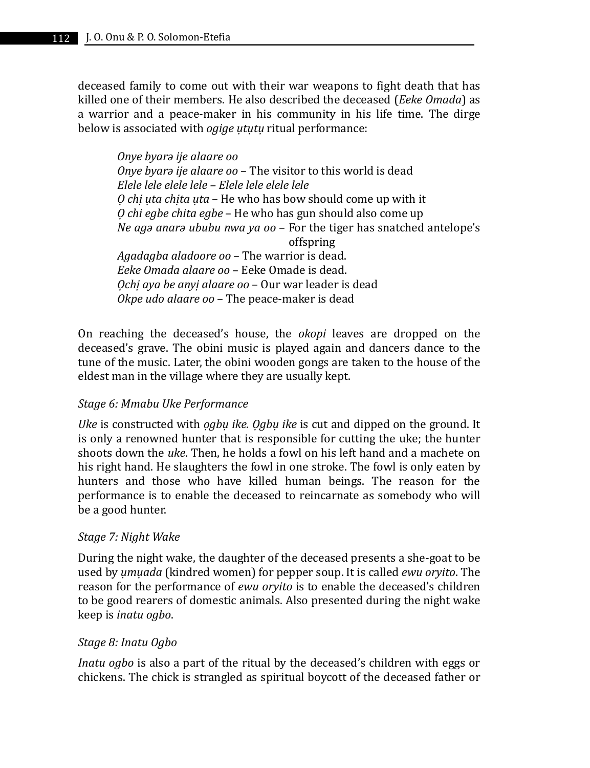deceased family to come out with their war weapons to fight death that has killed one of their members. He also described the deceased (*Eeke Omada*) as a warrior and a peace-maker in his community in his life time. The dirge below is associated with *ogige ụtụtụ* ritual performance:

> *Onye byarə ije alaare oo*
> *Onye byarə ije alaare oo* – The visitor to this world is dead
> *Elele lele elele lele* – *Elele lele elele lele*
> *Ọ chị ụta chịta ụta* – He who has bow should come up with it
> *Ọ chi egbe chita egbe* – He who has gun should also come up
> *Ne agə anarə ububu nwa ya oo* – For the tiger has snatched antelope's offspring
> *Agadagba aladoore oo* – The warrior is dead.
> *Eeke Omada alaare oo* – Eeke Omade is dead.
> *Ọchị aya be anyị alaare oo* – Our war leader is dead
> *Okpe udo alaare oo* – The peace-maker is dead

On reaching the deceased's house, the *okopi* leaves are dropped on the deceased's grave. The obini music is played again and dancers dance to the tune of the music. Later, the obini wooden gongs are taken to the house of the eldest man in the village where they are usually kept.

*Stage 6: Mmabu Uke Performance*

*Uke* is constructed with *ọgbụ ike. Ọgbụ ike* is cut and dipped on the ground. It is only a renowned hunter that is responsible for cutting the uke; the hunter shoots down the *uke*. Then, he holds a fowl on his left hand and a machete on his right hand. He slaughters the fowl in one stroke. The fowl is only eaten by hunters and those who have killed human beings. The reason for the performance is to enable the deceased to reincarnate as somebody who will be a good hunter.

*Stage 7: Night Wake*

During the night wake, the daughter of the deceased presents a she-goat to be used by *ụmụada* (kindred women) for pepper soup. It is called *ewu oryito*. The reason for the performance of *ewu oryito* is to enable the deceased's children to be good rearers of domestic animals. Also presented during the night wake keep is *inatu ogbo*.

*Stage 8: Inatu Ogbo*

*Inatu ogbo* is also a part of the ritual by the deceased's children with eggs or chickens. The chick is strangled as spiritual boycott of the deceased father or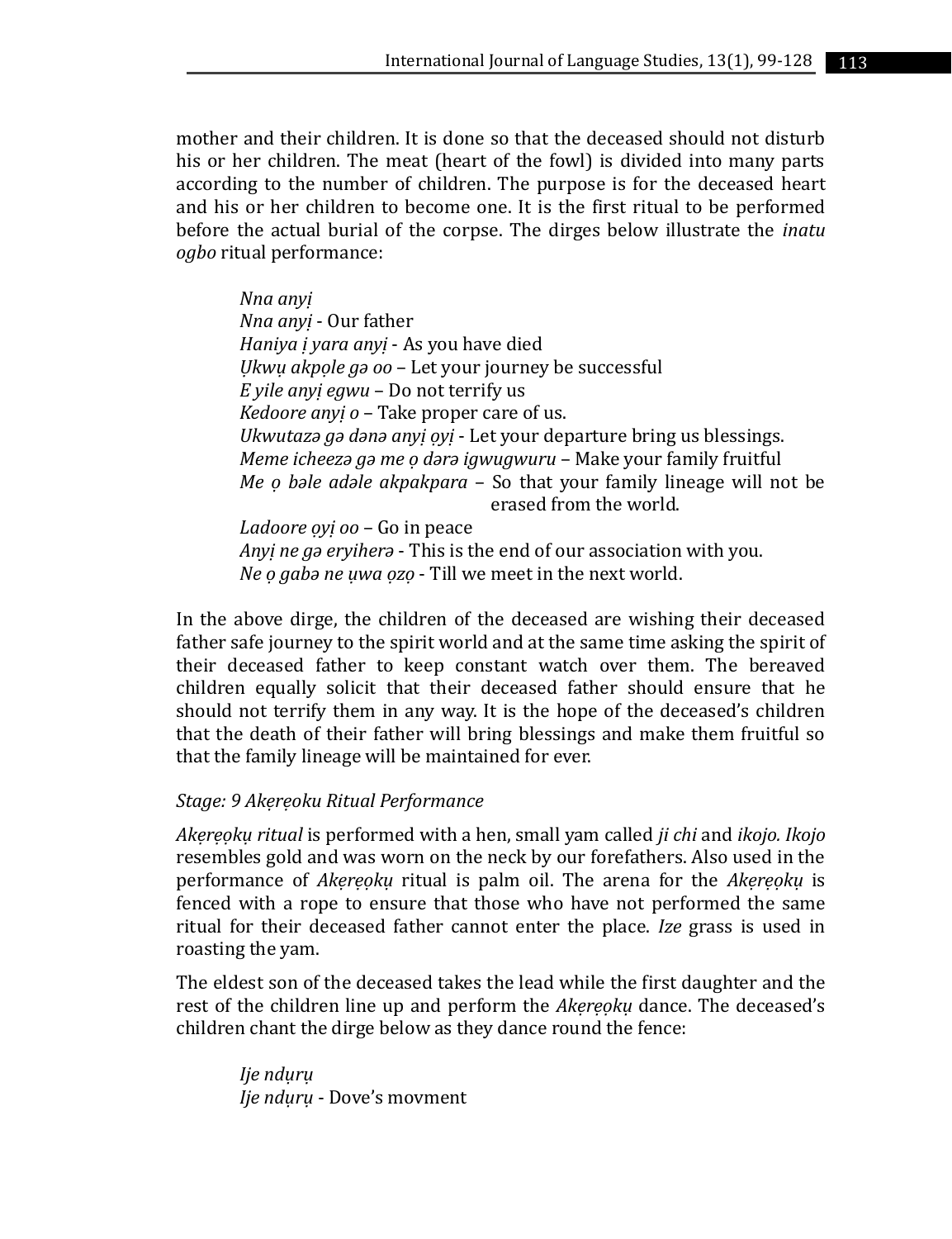mother and their children. It is done so that the deceased should not disturb his or her children. The meat (heart of the fowl) is divided into many parts according to the number of children. The purpose is for the deceased heart and his or her children to become one. It is the first ritual to be performed before the actual burial of the corpse. The dirges below illustrate the *inatu ogbo* ritual performance:

> *Nna anyị*
> *Nna anyị* - Our father
> *Haniya ị yara anyị* - As you have died
> *Ụkwụ akpọle gə oo* – Let your journey be successful
> *E yile anyị egwu* – Do not terrify us
> *Kedoore anyị o* – Take proper care of us.
> *Ukwutazə gə dənə anyị ọyị* - Let your departure bring us blessings.
> *Meme icheezə gə me ọ dərə igwugwuru* – Make your family fruitful
> *Me ọ bəle adəle akpakpara* – So that your family lineage will not be erased from the world.
> *Ladoore ọyị oo* – Go in peace
> *Anyị ne gə eryiherə* - This is the end of our association with you.
> *Ne ọ gabə ne ụwa ọzọ* - Till we meet in the next world.

In the above dirge, the children of the deceased are wishing their deceased father safe journey to the spirit world and at the same time asking the spirit of their deceased father to keep constant watch over them. The bereaved children equally solicit that their deceased father should ensure that he should not terrify them in any way. It is the hope of the deceased's children that the death of their father will bring blessings and make them fruitful so that the family lineage will be maintained for ever.

*Stage: 9 Akẹrẹọku Ritual Performance*

*Akẹrẹọkụ ritual* is performed with a hen, small yam called *ji chi* and *ikojo. Ikojo* resembles gold and was worn on the neck by our forefathers. Also used in the performance of *Akẹrẹọkụ* ritual is palm oil. The arena for the *Akẹrẹọkụ* is fenced with a rope to ensure that those who have not performed the same ritual for their deceased father cannot enter the place. *Ize* grass is used in roasting the yam.

The eldest son of the deceased takes the lead while the first daughter and the rest of the children line up and perform the *Akẹrẹọkụ* dance. The deceased's children chant the dirge below as they dance round the fence:

> *Ije ndụrụ*
> *Ije ndụrụ* - Dove's movment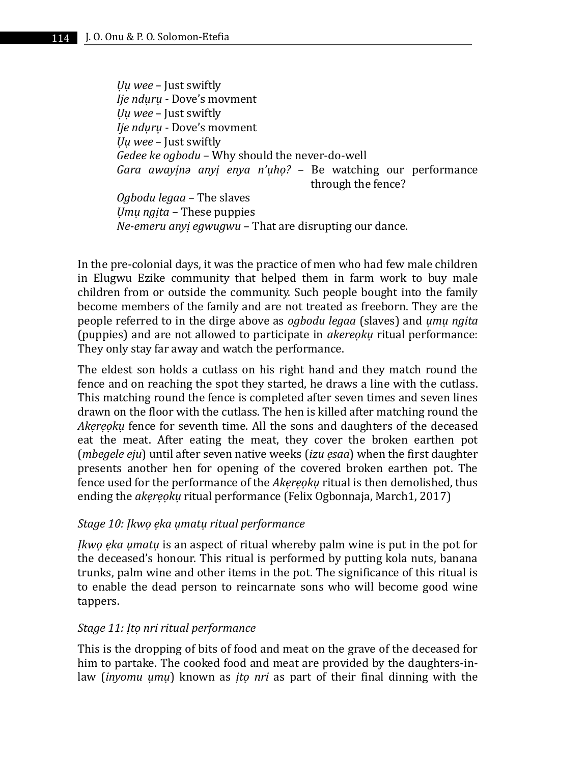*Ụụ wee* – Just swiftly
*Ije ndụrụ* - Dove's movment
*Ụụ wee* – Just swiftly
*Ije ndụrụ* - Dove's movment
*Ụụ wee* – Just swiftly
*Gedee ke ogbodu* – Why should the never-do-well
*Gara awayịnə anyị enya n'ụhọ?* – Be watching our performance through the fence?
*Ogbodu legaa* – The slaves
*Ụmụ ngịta* – These puppies
*Ne-emeru anyị egwugwu* – That are disrupting our dance.

In the pre-colonial days, it was the practice of men who had few male children in Elugwu Ezike community that helped them in farm work to buy male children from or outside the community. Such people bought into the family become members of the family and are not treated as freeborn. They are the people referred to in the dirge above as *ogbodu legaa* (slaves) and *ụmụ ngita* (puppies) and are not allowed to participate in *akereọkụ* ritual performance: They only stay far away and watch the performance.

The eldest son holds a cutlass on his right hand and they match round the fence and on reaching the spot they started, he draws a line with the cutlass. This matching round the fence is completed after seven times and seven lines drawn on the floor with the cutlass. The hen is killed after matching round the *Akẹrẹọkụ* fence for seventh time. All the sons and daughters of the deceased eat the meat. After eating the meat, they cover the broken earthen pot (*mbegele eju*) until after seven native weeks (*izu ẹsaa*) when the first daughter presents another hen for opening of the covered broken earthen pot. The fence used for the performance of the *Akẹrẹọkụ* ritual is then demolished, thus ending the *akẹrẹọkụ* ritual performance (Felix Ogbonnaja, March1, 2017)

*Stage 10: Ịkwọ ẹka ụmatụ ritual performance*

*Ịkwọ ẹka ụmatụ* is an aspect of ritual whereby palm wine is put in the pot for the deceased's honour. This ritual is performed by putting kola nuts, banana trunks, palm wine and other items in the pot. The significance of this ritual is to enable the dead person to reincarnate sons who will become good wine tappers.

*Stage 11: Ịtọ nri ritual performance*

This is the dropping of bits of food and meat on the grave of the deceased for him to partake. The cooked food and meat are provided by the daughters-in-law (*inyomu ụmụ*) known as *ịtọ nri* as part of their final dinning with the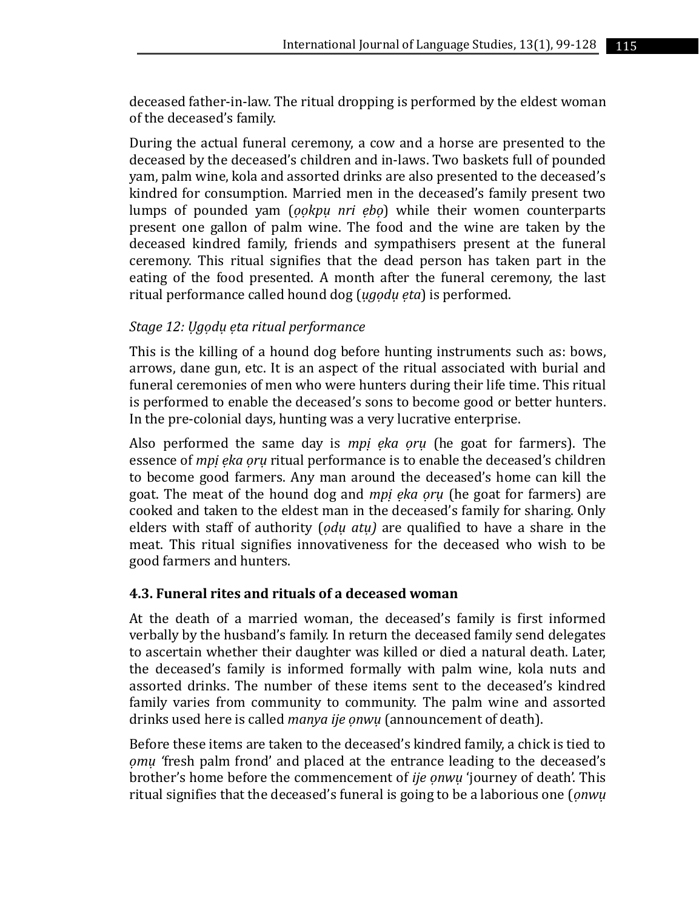deceased father-in-law. The ritual dropping is performed by the eldest woman of the deceased's family.

During the actual funeral ceremony, a cow and a horse are presented to the deceased by the deceased's children and in-laws. Two baskets full of pounded yam, palm wine, kola and assorted drinks are also presented to the deceased's kindred for consumption. Married men in the deceased's family present two lumps of pounded yam (*ọọkpụ nri ẹbọ*) while their women counterparts present one gallon of palm wine. The food and the wine are taken by the deceased kindred family, friends and sympathisers present at the funeral ceremony. This ritual signifies that the dead person has taken part in the eating of the food presented. A month after the funeral ceremony, the last ritual performance called hound dog (*ụgọdụ ẹta*) is performed.

*Stage 12: Ụgọdụ ẹta ritual performance*

This is the killing of a hound dog before hunting instruments such as: bows, arrows, dane gun, etc. It is an aspect of the ritual associated with burial and funeral ceremonies of men who were hunters during their life time. This ritual is performed to enable the deceased's sons to become good or better hunters. In the pre-colonial days, hunting was a very lucrative enterprise.

Also performed the same day is *mpị ẹka ọrụ* (he goat for farmers). The essence of *mpị ẹka ọrụ* ritual performance is to enable the deceased's children to become good farmers. Any man around the deceased's home can kill the goat. The meat of the hound dog and *mpị ẹka ọrụ* (he goat for farmers) are cooked and taken to the eldest man in the deceased's family for sharing. Only elders with staff of authority (*ọdụ atụ)* are qualified to have a share in the meat. This ritual signifies innovativeness for the deceased who wish to be good farmers and hunters.

### 4.3. Funeral rites and rituals of a deceased woman

At the death of a married woman, the deceased's family is first informed verbally by the husband's family. In return the deceased family send delegates to ascertain whether their daughter was killed or died a natural death. Later, the deceased's family is informed formally with palm wine, kola nuts and assorted drinks. The number of these items sent to the deceased's kindred family varies from community to community. The palm wine and assorted drinks used here is called *manya ije ọnwụ* (announcement of death).

Before these items are taken to the deceased's kindred family, a chick is tied to *ọmụ* 'fresh palm frond' and placed at the entrance leading to the deceased's brother's home before the commencement of *ije ọnwụ* 'journey of death'. This ritual signifies that the deceased's funeral is going to be a laborious one (*ọnwụ*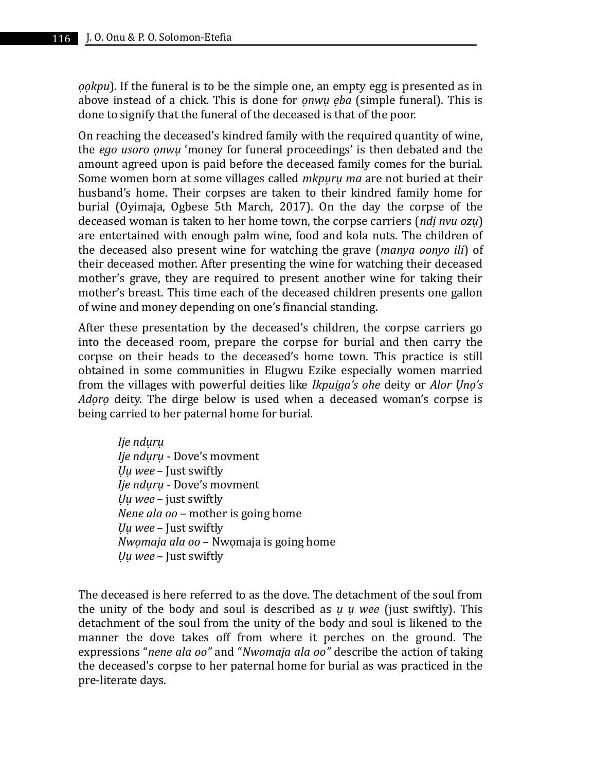*ọọkpu*). If the funeral is to be the simple one, an empty egg is presented as in above instead of a chick. This is done for *ọnwụ ẹba* (simple funeral). This is done to signify that the funeral of the deceased is that of the poor.

On reaching the deceased's kindred family with the required quantity of wine, the *ego usoro ọnwụ* 'money for funeral proceedings' is then debated and the amount agreed upon is paid before the deceased family comes for the burial. Some women born at some villages called *mkpụrụ ma* are not buried at their husband's home. Their corpses are taken to their kindred family home for burial (Oyimaja, Ogbese 5th March, 2017). On the day the corpse of the deceased woman is taken to her home town, the corpse carriers (*ndị nvu ozụ*) are entertained with enough palm wine, food and kola nuts. The children of the deceased also present wine for watching the grave (*manya oonyo ili*) of their deceased mother. After presenting the wine for watching their deceased mother's grave, they are required to present another wine for taking their mother's breast. This time each of the deceased children presents one gallon of wine and money depending on one's financial standing.

After these presentation by the deceased's children, the corpse carriers go into the deceased room, prepare the corpse for burial and then carry the corpse on their heads to the deceased's home town. This practice is still obtained in some communities in Elugwu Ezike especially women married from the villages with powerful deities like *Ikpuiga's ohe* deity or *Alor Ụnọ's Adọrọ* deity. The dirge below is used when a deceased woman's corpse is being carried to her paternal home for burial.

> *Ije ndụrụ*
> *Ije ndụrụ* - Dove's movment
> *Ụụ wee* – Just swiftly
> *Ije ndụrụ* - Dove's movment
> *Ụụ wee* – just swiftly
> *Nene ala oo* – mother is going home
> *Ụụ wee* – Just swiftly
> *Nwọmaja ala oo* – Nwọmaja is going home
> *Ụụ wee* – Just swiftly

The deceased is here referred to as the dove. The detachment of the soul from the unity of the body and soul is described as *ụ ụ wee* (just swiftly). This detachment of the soul from the unity of the body and soul is likened to the manner the dove takes off from where it perches on the ground. The expressions "*nene ala oo"* and "*Nwomaja ala oo"* describe the action of taking the deceased's corpse to her paternal home for burial as was practiced in the pre-literate days.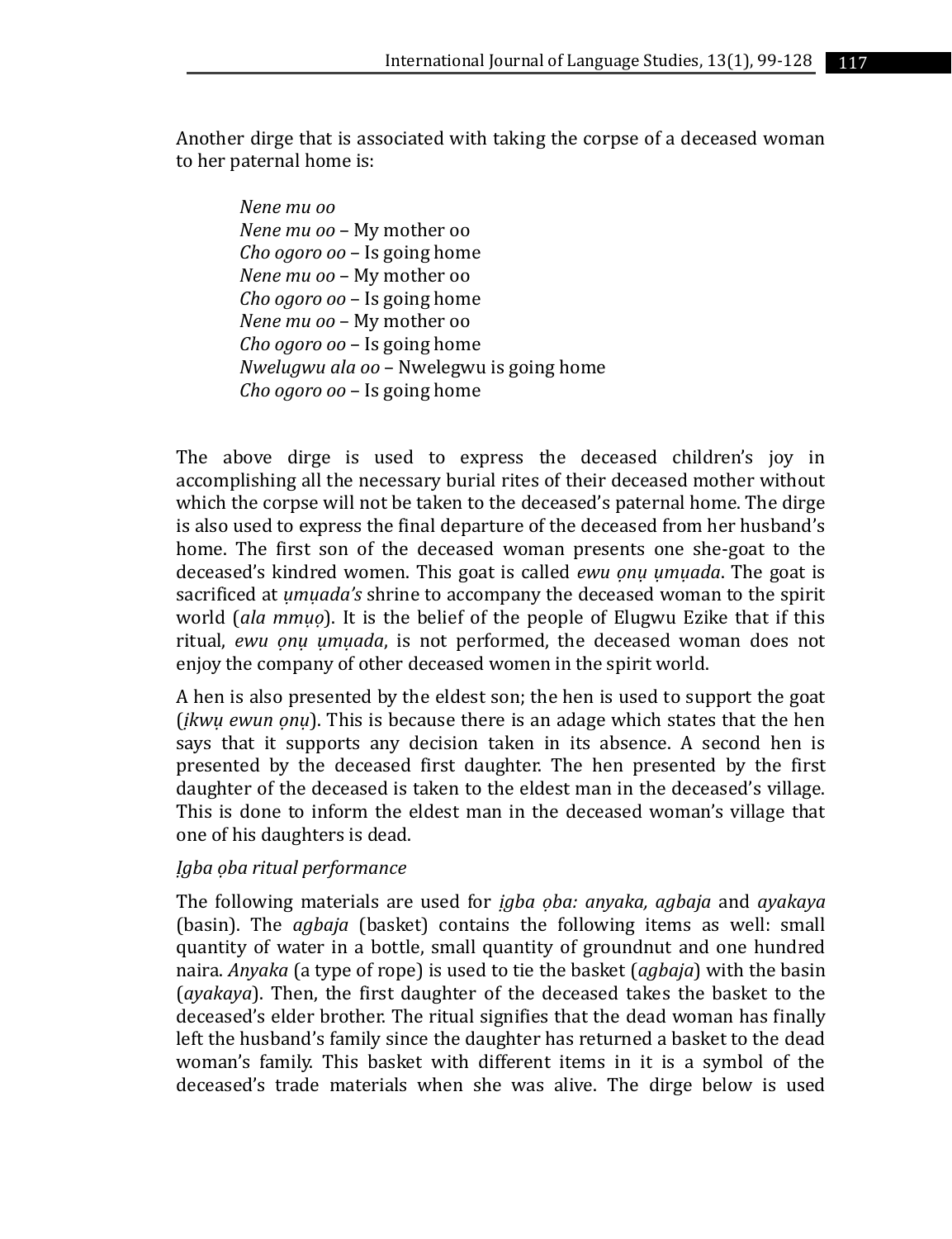Another dirge that is associated with taking the corpse of a deceased woman to her paternal home is:

> *Nene mu oo*
> *Nene mu oo* – My mother oo
> *Cho ogoro oo* – Is going home
> *Nene mu oo* – My mother oo
> *Cho ogoro oo* – Is going home
> *Nene mu oo* – My mother oo
> *Cho ogoro oo* – Is going home
> *Nwelugwu ala oo* – Nwelegwu is going home
> *Cho ogoro oo* – Is going home

The above dirge is used to express the deceased children's joy in accomplishing all the necessary burial rites of their deceased mother without which the corpse will not be taken to the deceased's paternal home. The dirge is also used to express the final departure of the deceased from her husband's home. The first son of the deceased woman presents one she-goat to the deceased's kindred women. This goat is called *ewu ọnụ ụmụada*. The goat is sacrificed at *ụmụada's* shrine to accompany the deceased woman to the spirit world (*ala mmụọ*). It is the belief of the people of Elugwu Ezike that if this ritual, *ewu ọnụ ụmụada*, is not performed, the deceased woman does not enjoy the company of other deceased women in the spirit world.

A hen is also presented by the eldest son; the hen is used to support the goat (*ịkwụ ewun ọnụ*). This is because there is an adage which states that the hen says that it supports any decision taken in its absence. A second hen is presented by the deceased first daughter. The hen presented by the first daughter of the deceased is taken to the eldest man in the deceased's village. This is done to inform the eldest man in the deceased woman's village that one of his daughters is dead.

*Ịgba ọba ritual performance*

The following materials are used for *ịgba ọba: anyaka, agbaja* and *ayakaya* (basin). The *agbaja* (basket) contains the following items as well: small quantity of water in a bottle, small quantity of groundnut and one hundred naira. *Anyaka* (a type of rope) is used to tie the basket (*agbaja*) with the basin (*ayakaya*). Then, the first daughter of the deceased takes the basket to the deceased's elder brother. The ritual signifies that the dead woman has finally left the husband's family since the daughter has returned a basket to the dead woman's family. This basket with different items in it is a symbol of the deceased's trade materials when she was alive. The dirge below is used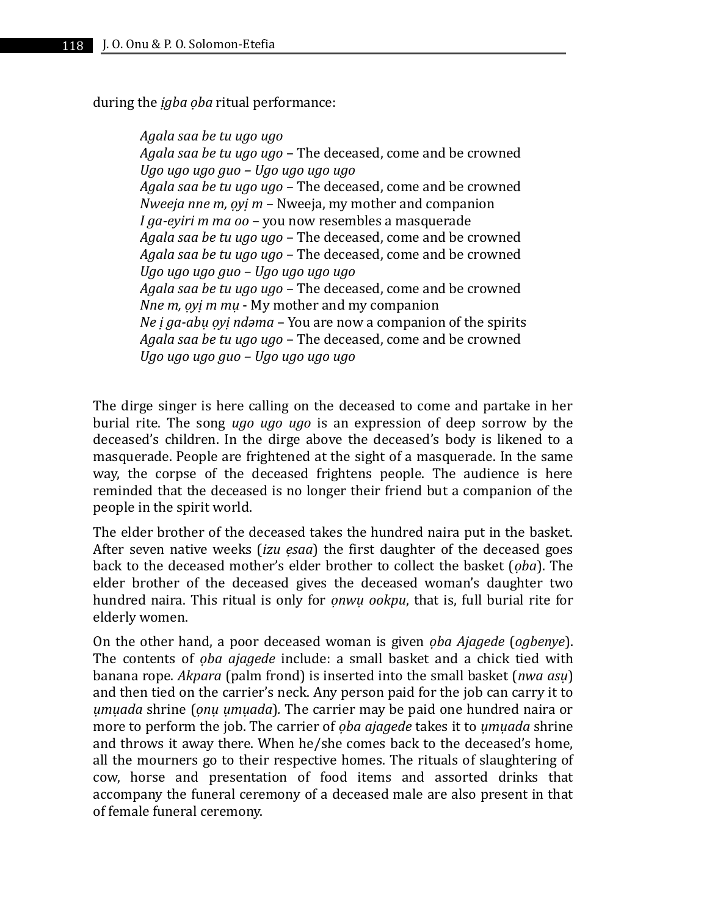during the *ịgba ọba* ritual performance:

> *Agala saa be tu ugo ugo*
> *Agala saa be tu ugo ugo* – The deceased, come and be crowned
> *Ugo ugo ugo guo – Ugo ugo ugo ugo*
> *Agala saa be tu ugo ugo* – The deceased, come and be crowned
> *Nweeja nne m, ọyị m* – Nweeja, my mother and companion
> *I ga-eyiri m ma oo* – you now resembles a masquerade
> *Agala saa be tu ugo ugo* – The deceased, come and be crowned
> *Agala saa be tu ugo ugo* – The deceased, come and be crowned
> *Ugo ugo ugo guo – Ugo ugo ugo ugo*
> *Agala saa be tu ugo ugo* – The deceased, come and be crowned
> *Nne m, ọyị m mụ* - My mother and my companion
> *Ne ị ga-abụ ọyị ndəma* – You are now a companion of the spirits
> *Agala saa be tu ugo ugo* – The deceased, come and be crowned
> *Ugo ugo ugo guo – Ugo ugo ugo ugo*

The dirge singer is here calling on the deceased to come and partake in her burial rite. The song *ugo ugo ugo* is an expression of deep sorrow by the deceased's children. In the dirge above the deceased's body is likened to a masquerade. People are frightened at the sight of a masquerade. In the same way, the corpse of the deceased frightens people. The audience is here reminded that the deceased is no longer their friend but a companion of the people in the spirit world.

The elder brother of the deceased takes the hundred naira put in the basket. After seven native weeks (*izu ẹsaa*) the first daughter of the deceased goes back to the deceased mother's elder brother to collect the basket (*ọba*). The elder brother of the deceased gives the deceased woman's daughter two hundred naira. This ritual is only for *ọnwụ ookpu*, that is, full burial rite for elderly women.

On the other hand, a poor deceased woman is given *ọba Ajagede* (*ogbenye*). The contents of *ọba ajagede* include: a small basket and a chick tied with banana rope. *Akpara* (palm frond) is inserted into the small basket (*nwa asụ*) and then tied on the carrier's neck. Any person paid for the job can carry it to *ụmụada* shrine (*ọnụ ụmụada*)*.* The carrier may be paid one hundred naira or more to perform the job. The carrier of *ọba ajagede* takes it to *ụmụada* shrine and throws it away there. When he/she comes back to the deceased's home, all the mourners go to their respective homes. The rituals of slaughtering of cow, horse and presentation of food items and assorted drinks that accompany the funeral ceremony of a deceased male are also present in that of female funeral ceremony.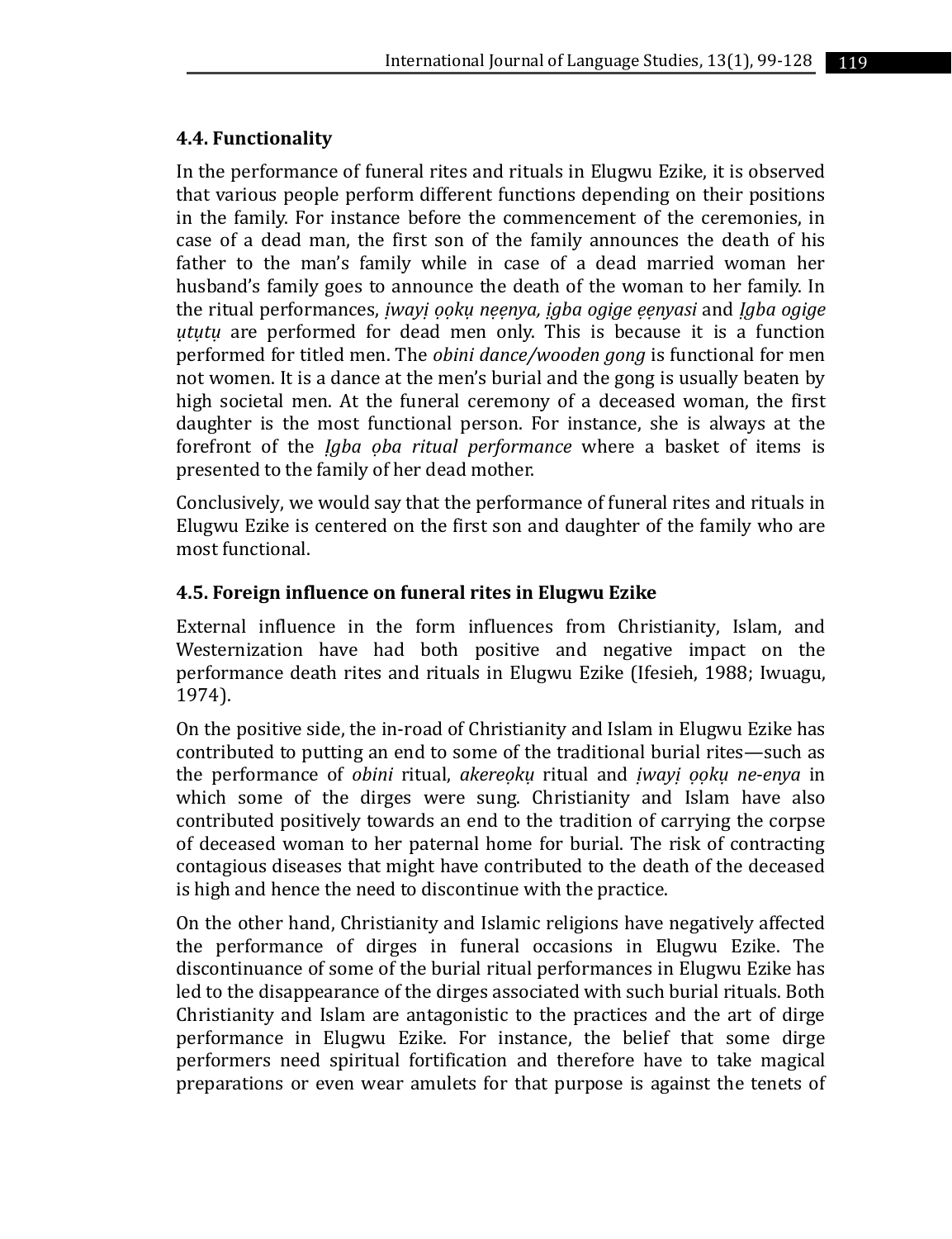### 4.4. Functionality

In the performance of funeral rites and rituals in Elugwu Ezike, it is observed that various people perform different functions depending on their positions in the family. For instance before the commencement of the ceremonies, in case of a dead man, the first son of the family announces the death of his father to the man's family while in case of a dead married woman her husband's family goes to announce the death of the woman to her family. In the ritual performances, *ịwayị ọọkụ nẹẹnya, ịgba ogige ẹẹnyasi* and *Ịgba ogige ụtụtụ* are performed for dead men only. This is because it is a function performed for titled men. The *obini dance/wooden gong* is functional for men not women. It is a dance at the men's burial and the gong is usually beaten by high societal men. At the funeral ceremony of a deceased woman, the first daughter is the most functional person. For instance, she is always at the forefront of the *Ịgba ọba ritual performance* where a basket of items is presented to the family of her dead mother.

Conclusively, we would say that the performance of funeral rites and rituals in Elugwu Ezike is centered on the first son and daughter of the family who are most functional.

### 4.5. Foreign influence on funeral rites in Elugwu Ezike

External influence in the form influences from Christianity, Islam, and Westernization have had both positive and negative impact on the performance death rites and rituals in Elugwu Ezike (Ifesieh, 1988; Iwuagu, 1974).

On the positive side, the in-road of Christianity and Islam in Elugwu Ezike has contributed to putting an end to some of the traditional burial rites—such as the performance of *obini* ritual, *akereọkụ* ritual and *ịwayị ọọkụ ne-enya* in which some of the dirges were sung. Christianity and Islam have also contributed positively towards an end to the tradition of carrying the corpse of deceased woman to her paternal home for burial. The risk of contracting contagious diseases that might have contributed to the death of the deceased is high and hence the need to discontinue with the practice.

On the other hand, Christianity and Islamic religions have negatively affected the performance of dirges in funeral occasions in Elugwu Ezike. The discontinuance of some of the burial ritual performances in Elugwu Ezike has led to the disappearance of the dirges associated with such burial rituals. Both Christianity and Islam are antagonistic to the practices and the art of dirge performance in Elugwu Ezike. For instance, the belief that some dirge performers need spiritual fortification and therefore have to take magical preparations or even wear amulets for that purpose is against the tenets of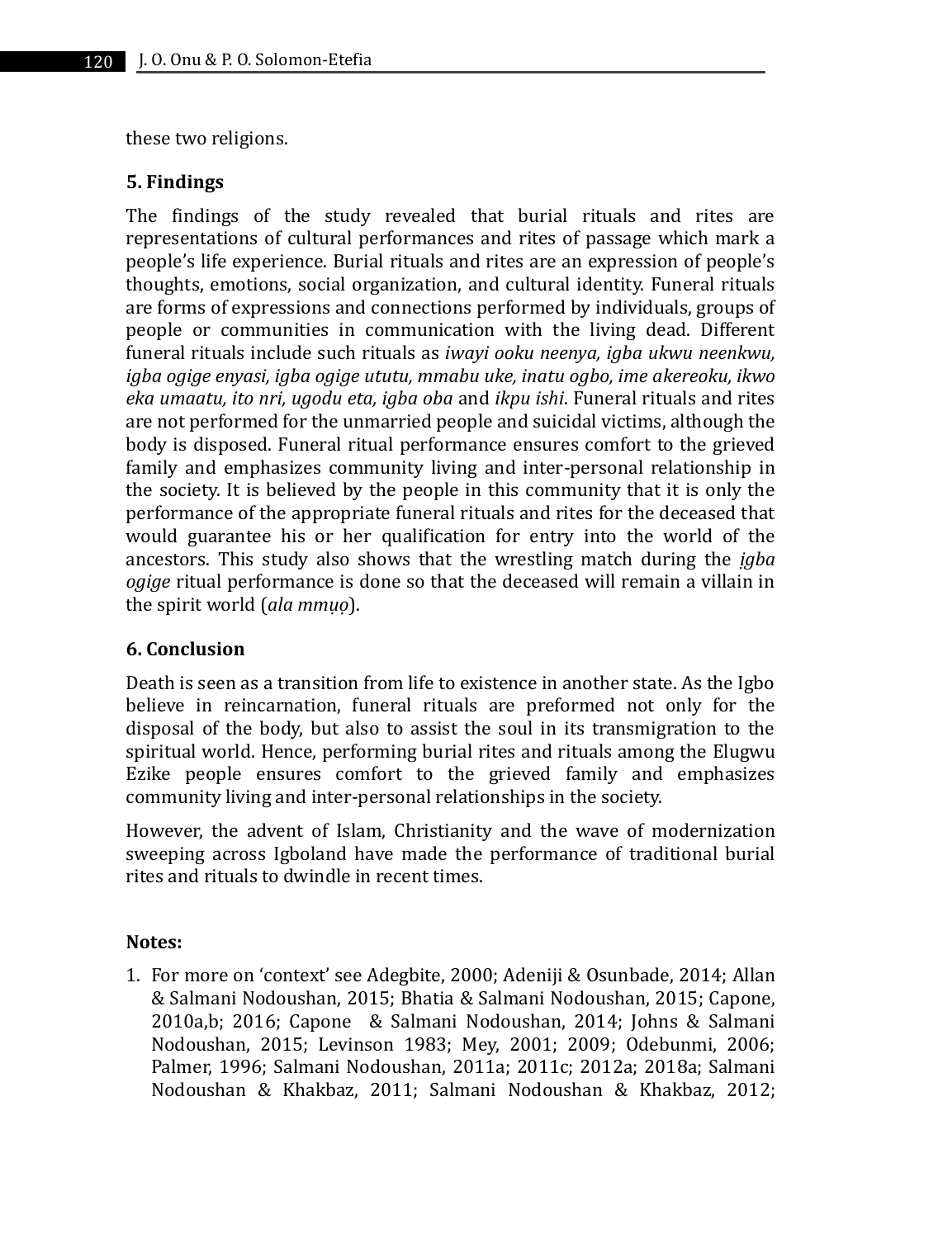these two religions.

## 5. Findings

The findings of the study revealed that burial rituals and rites are representations of cultural performances and rites of passage which mark a people's life experience. Burial rituals and rites are an expression of people's thoughts, emotions, social organization, and cultural identity. Funeral rituals are forms of expressions and connections performed by individuals, groups of people or communities in communication with the living dead. Different funeral rituals include such rituals as *iwayi ooku neenya, igba ukwu neenkwu, igba ogige enyasi, igba ogige ututu, mmabu uke, inatu ogbo, ime akereoku, ikwo eka umaatu, ito nri, ugodu eta, igba oba* and *ikpu ishi*. Funeral rituals and rites are not performed for the unmarried people and suicidal victims, although the body is disposed. Funeral ritual performance ensures comfort to the grieved family and emphasizes community living and inter-personal relationship in the society. It is believed by the people in this community that it is only the performance of the appropriate funeral rituals and rites for the deceased that would guarantee his or her qualification for entry into the world of the ancestors. This study also shows that the wrestling match during the *ịgba ogige* ritual performance is done so that the deceased will remain a villain in the spirit world (*ala mmụọ*).

## 6. Conclusion

Death is seen as a transition from life to existence in another state. As the Igbo believe in reincarnation, funeral rituals are preformed not only for the disposal of the body, but also to assist the soul in its transmigration to the spiritual world. Hence, performing burial rites and rituals among the Elugwu Ezike people ensures comfort to the grieved family and emphasizes community living and inter-personal relationships in the society.

However, the advent of Islam, Christianity and the wave of modernization sweeping across Igboland have made the performance of traditional burial rites and rituals to dwindle in recent times.

**Notes:**

1. For more on 'context' see Adegbite, 2000; Adeniji & Osunbade, 2014; Allan & Salmani Nodoushan, 2015; Bhatia & Salmani Nodoushan, 2015; Capone, 2010a,b; 2016; Capone & Salmani Nodoushan, 2014; Johns & Salmani Nodoushan, 2015; Levinson 1983; Mey, 2001; 2009; Odebunmi, 2006; Palmer, 1996; Salmani Nodoushan, 2011a; 2011c; 2012a; 2018a; Salmani Nodoushan & Khakbaz, 2011; Salmani Nodoushan & Khakbaz, 2012;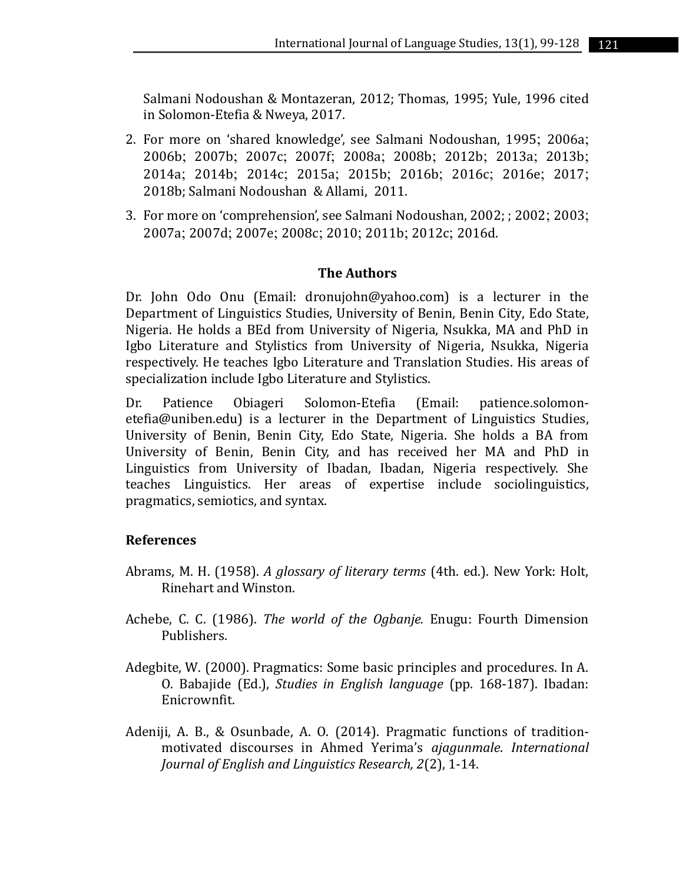Salmani Nodoushan & Montazeran, 2012; Thomas, 1995; Yule, 1996 cited in Solomon-Etefia & Nweya, 2017.

2. For more on 'shared knowledge', see Salmani Nodoushan, 1995; 2006a; 2006b; 2007b; 2007c; 2007f; 2008a; 2008b; 2012b; 2013a; 2013b; 2014a; 2014b; 2014c; 2015a; 2015b; 2016b; 2016c; 2016e; 2017; 2018b; Salmani Nodoushan & Allami, 2011.

3. For more on 'comprehension', see Salmani Nodoushan, 2002; ; 2002; 2003; 2007a; 2007d; 2007e; 2008c; 2010; 2011b; 2012c; 2016d.

## The Authors

Dr. John Odo Onu (Email: dronujohn@yahoo.com) is a lecturer in the Department of Linguistics Studies, University of Benin, Benin City, Edo State, Nigeria. He holds a BEd from University of Nigeria, Nsukka, MA and PhD in Igbo Literature and Stylistics from University of Nigeria, Nsukka, Nigeria respectively. He teaches Igbo Literature and Translation Studies. His areas of specialization include Igbo Literature and Stylistics.

Dr. Patience Obiageri Solomon-Etefia (Email: patience.solomon-etefia@uniben.edu) is a lecturer in the Department of Linguistics Studies, University of Benin, Benin City, Edo State, Nigeria. She holds a BA from University of Benin, Benin City, and has received her MA and PhD in Linguistics from University of Ibadan, Ibadan, Nigeria respectively. She teaches Linguistics. Her areas of expertise include sociolinguistics, pragmatics, semiotics, and syntax.

## References

Abrams, M. H. (1958). *A glossary of literary terms* (4th. ed.). New York: Holt, Rinehart and Winston.

Achebe, C. C. (1986). *The world of the Ogbanje.* Enugu: Fourth Dimension Publishers.

Adegbite, W. (2000). Pragmatics: Some basic principles and procedures. In A. O. Babajide (Ed.), *Studies in English language* (pp. 168-187). Ibadan: Enicrownfit.

Adeniji, A. B., & Osunbade, A. O. (2014). Pragmatic functions of tradition-motivated discourses in Ahmed Yerima's *ajagunmale*. *International Journal of English and Linguistics Research, 2*(2), 1-14.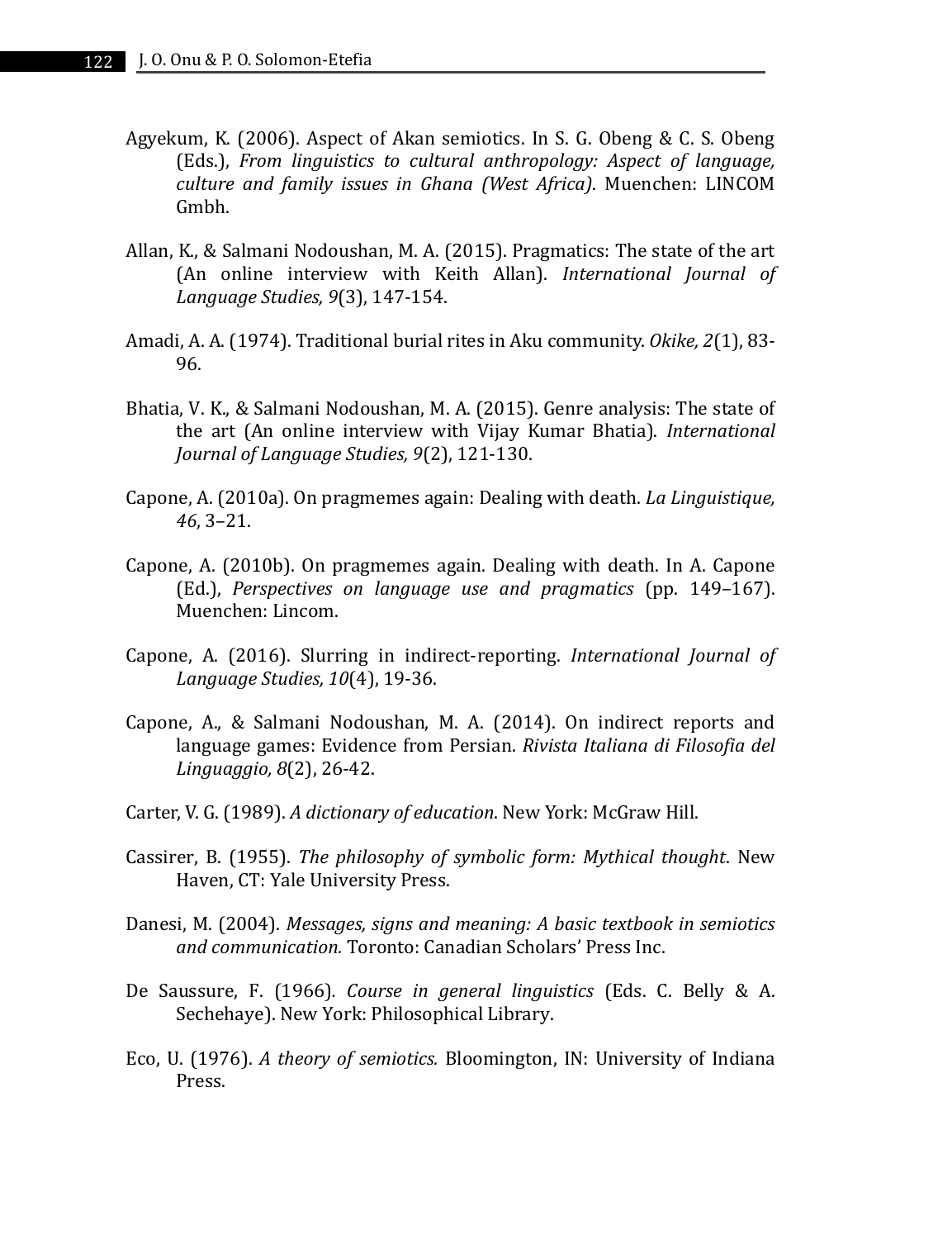Agyekum, K. (2006). Aspect of Akan semiotics. In S. G. Obeng & C. S. Obeng (Eds.), *From linguistics to cultural anthropology: Aspect of language, culture and family issues in Ghana (West Africa)*. Muenchen: LINCOM Gmbh.

Allan, K., & Salmani Nodoushan, M. A. (2015). Pragmatics: The state of the art (An online interview with Keith Allan). *International Journal of Language Studies, 9*(3), 147-154.

Amadi, A. A. (1974). Traditional burial rites in Aku community. *Okike, 2*(1), 83-96.

Bhatia, V. K., & Salmani Nodoushan, M. A. (2015). Genre analysis: The state of the art (An online interview with Vijay Kumar Bhatia). *International Journal of Language Studies, 9*(2), 121-130.

Capone, A. (2010a). On pragmemes again: Dealing with death. *La Linguistique, 46*, 3–21.

Capone, A. (2010b). On pragmemes again. Dealing with death. In A. Capone (Ed.), *Perspectives on language use and pragmatics* (pp. 149–167). Muenchen: Lincom.

Capone, A. (2016). Slurring in indirect-reporting. *International Journal of Language Studies, 10*(4), 19-36.

Capone, A., & Salmani Nodoushan, M. A. (2014). On indirect reports and language games: Evidence from Persian. *Rivista Italiana di Filosofia del Linguaggio, 8*(2), 26-42.

Carter, V. G. (1989). *A dictionary of education*. New York: McGraw Hill.

Cassirer, B. (1955). *The philosophy of symbolic form: Mythical thought*. New Haven, CT: Yale University Press.

Danesi, M. (2004). *Messages, signs and meaning: A basic textbook in semiotics and communication.* Toronto: Canadian Scholars' Press Inc.

De Saussure, F. (1966). *Course in general linguistics* (Eds. C. Belly & A. Sechehaye). New York: Philosophical Library.

Eco, U. (1976). *A theory of semiotics.* Bloomington, IN: University of Indiana Press.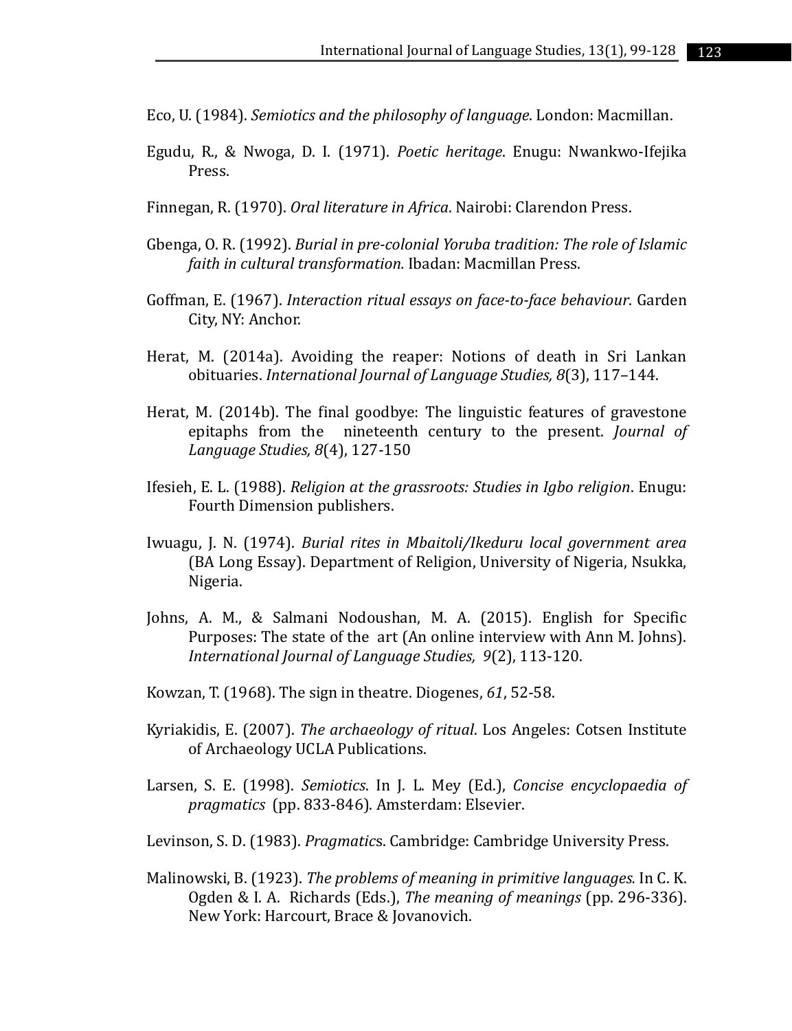Eco, U. (1984). *Semiotics and the philosophy of language*. London: Macmillan.

Egudu, R., & Nwoga, D. I. (1971). *Poetic heritage*. Enugu: Nwankwo-Ifejika Press.

Finnegan, R. (1970). *Oral literature in Africa*. Nairobi: Clarendon Press.

Gbenga, O. R. (1992). *Burial in pre-colonial Yoruba tradition: The role of Islamic faith in cultural transformation.* Ibadan: Macmillan Press.

Goffman, E. (1967). *Interaction ritual essays on face-to-face behaviour*. Garden City, NY: Anchor.

Herat, M. (2014a). Avoiding the reaper: Notions of death in Sri Lankan obituaries. *International Journal of Language Studies, 8*(3), 117–144.

Herat, M. (2014b). The final goodbye: The linguistic features of gravestone epitaphs from the nineteenth century to the present. *Journal of Language Studies, 8*(4), 127-150

Ifesieh, E. L. (1988). *Religion at the grassroots: Studies in Igbo religion*. Enugu: Fourth Dimension publishers.

Iwuagu, J. N. (1974). *Burial rites in Mbaitoli/Ikeduru local government area* (BA Long Essay). Department of Religion, University of Nigeria, Nsukka, Nigeria.

Johns, A. M., & Salmani Nodoushan, M. A. (2015). English for Specific Purposes: The state of the art (An online interview with Ann M. Johns). *International Journal of Language Studies, 9*(2), 113-120.

Kowzan, T. (1968). The sign in theatre. Diogenes, *61*, 52-58.

Kyriakidis, E. (2007). *The archaeology of ritual*. Los Angeles: Cotsen Institute of Archaeology UCLA Publications.

Larsen, S. E. (1998). *Semiotics*. In J. L. Mey (Ed.), *Concise encyclopaedia of pragmatics* (pp. 833-846). Amsterdam: Elsevier.

Levinson, S. D. (1983). *Pragmatics*. Cambridge: Cambridge University Press.

Malinowski, B. (1923). *The problems of meaning in primitive languages.* In C. K. Ogden & I. A. Richards (Eds.), *The meaning of meanings* (pp. 296-336). New York: Harcourt, Brace & Jovanovich.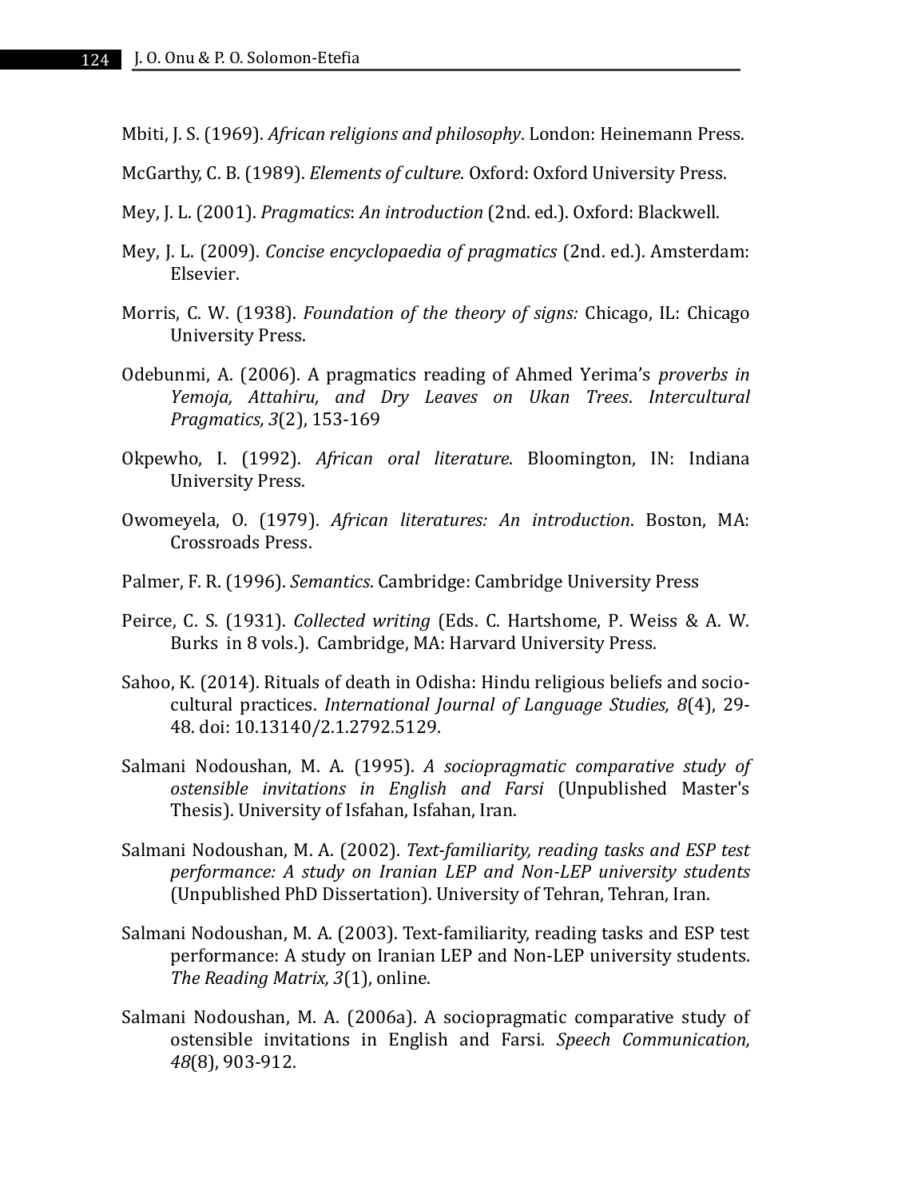Mbiti, J. S. (1969). *African religions and philosophy*. London: Heinemann Press.

McGarthy, C. B. (1989). *Elements of culture*. Oxford: Oxford University Press.

Mey, J. L. (2001). *Pragmatics*: *An introduction* (2nd. ed.). Oxford: Blackwell.

Mey, J. L. (2009). *Concise encyclopaedia of pragmatics* (2nd. ed.). Amsterdam: Elsevier.

Morris, C. W. (1938). *Foundation of the theory of signs:* Chicago, IL: Chicago University Press.

Odebunmi, A. (2006). A pragmatics reading of Ahmed Yerima's *proverbs in Yemoja, Attahiru, and Dry Leaves on Ukan Trees*. *Intercultural Pragmatics, 3*(2), 153-169

Okpewho, I. (1992). *African oral literature*. Bloomington, IN: Indiana University Press.

Owomeyela, O. (1979). *African literatures: An introduction*. Boston, MA: Crossroads Press.

Palmer, F. R. (1996). *Semantics*. Cambridge: Cambridge University Press

Peirce, C. S. (1931). *Collected writing* (Eds. C. Hartshome, P. Weiss & A. W. Burks in 8 vols.). Cambridge, MA: Harvard University Press.

Sahoo, K. (2014). Rituals of death in Odisha: Hindu religious beliefs and socio-cultural practices. *International Journal of Language Studies, 8*(4), 29-48. doi: 10.13140/2.1.2792.5129.

Salmani Nodoushan, M. A. (1995). *A sociopragmatic comparative study of ostensible invitations in English and Farsi* (Unpublished Master's Thesis). University of Isfahan, Isfahan, Iran.

Salmani Nodoushan, M. A. (2002). *Text-familiarity, reading tasks and ESP test performance: A study on Iranian LEP and Non-LEP university students* (Unpublished PhD Dissertation). University of Tehran, Tehran, Iran.

Salmani Nodoushan, M. A. (2003). Text-familiarity, reading tasks and ESP test performance: A study on Iranian LEP and Non-LEP university students. *The Reading Matrix, 3*(1), online.

Salmani Nodoushan, M. A. (2006a). A sociopragmatic comparative study of ostensible invitations in English and Farsi. *Speech Communication, 48*(8), 903-912.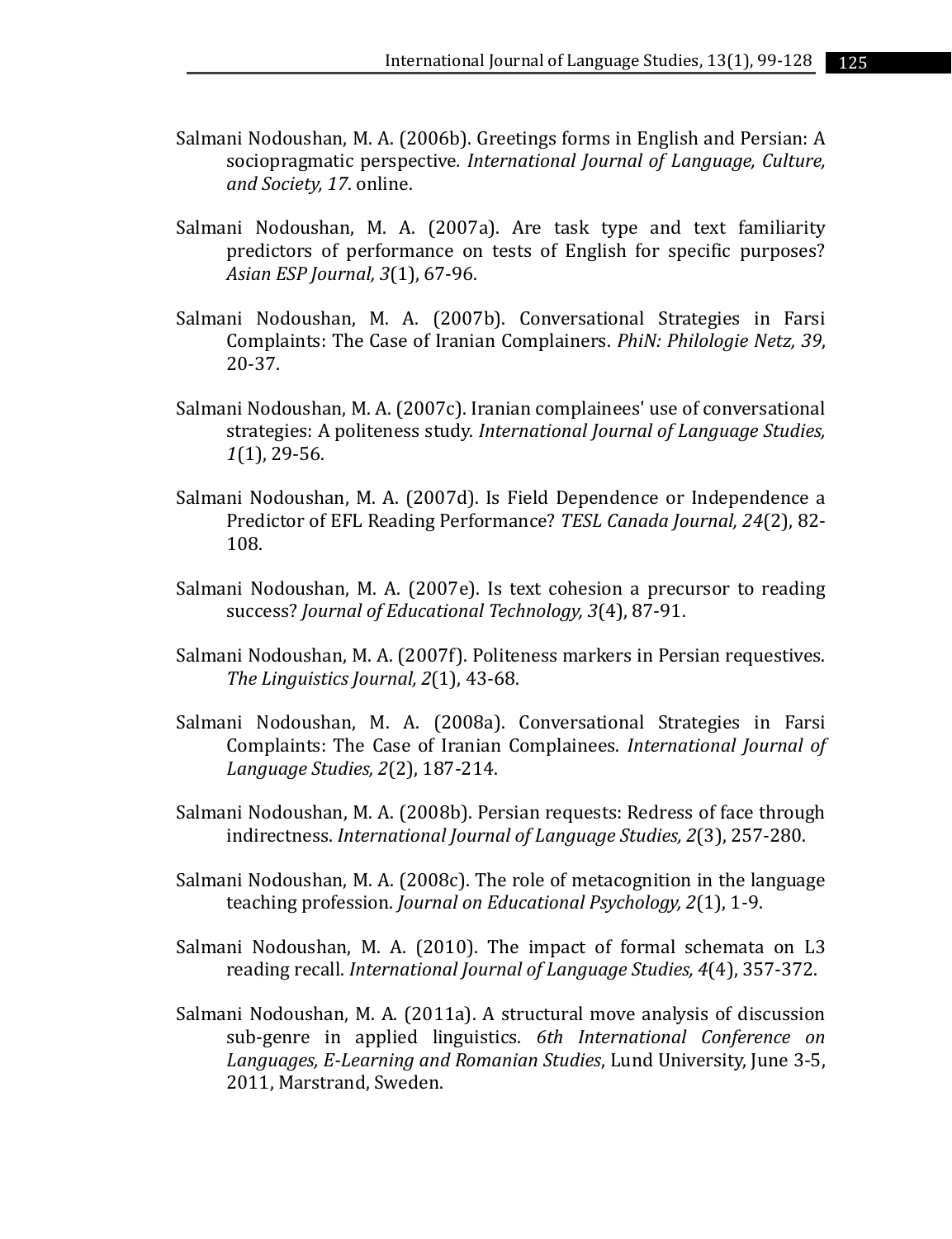Salmani Nodoushan, M. A. (2006b). Greetings forms in English and Persian: A sociopragmatic perspective. *International Journal of Language, Culture, and Society, 17*. online.

Salmani Nodoushan, M. A. (2007a). Are task type and text familiarity predictors of performance on tests of English for specific purposes? *Asian ESP Journal, 3*(1), 67-96.

Salmani Nodoushan, M. A. (2007b). Conversational Strategies in Farsi Complaints: The Case of Iranian Complainers. *PhiN: Philologie Netz, 39*, 20-37.

Salmani Nodoushan, M. A. (2007c). Iranian complainees' use of conversational strategies: A politeness study. *International Journal of Language Studies, 1*(1), 29-56.

Salmani Nodoushan, M. A. (2007d). Is Field Dependence or Independence a Predictor of EFL Reading Performance? *TESL Canada Journal, 24*(2), 82-108.

Salmani Nodoushan, M. A. (2007e). Is text cohesion a precursor to reading success? *Journal of Educational Technology, 3*(4), 87-91.

Salmani Nodoushan, M. A. (2007f). Politeness markers in Persian requestives. *The Linguistics Journal, 2*(1), 43-68.

Salmani Nodoushan, M. A. (2008a). Conversational Strategies in Farsi Complaints: The Case of Iranian Complainees. *International Journal of Language Studies, 2*(2), 187-214.

Salmani Nodoushan, M. A. (2008b). Persian requests: Redress of face through indirectness. *International Journal of Language Studies, 2*(3), 257-280.

Salmani Nodoushan, M. A. (2008c). The role of metacognition in the language teaching profession. *Journal on Educational Psychology, 2*(1), 1-9.

Salmani Nodoushan, M. A. (2010). The impact of formal schemata on L3 reading recall. *International Journal of Language Studies, 4*(4), 357-372.

Salmani Nodoushan, M. A. (2011a). A structural move analysis of discussion sub-genre in applied linguistics. *6th International Conference on Languages, E-Learning and Romanian Studies*, Lund University, June 3-5, 2011, Marstrand, Sweden.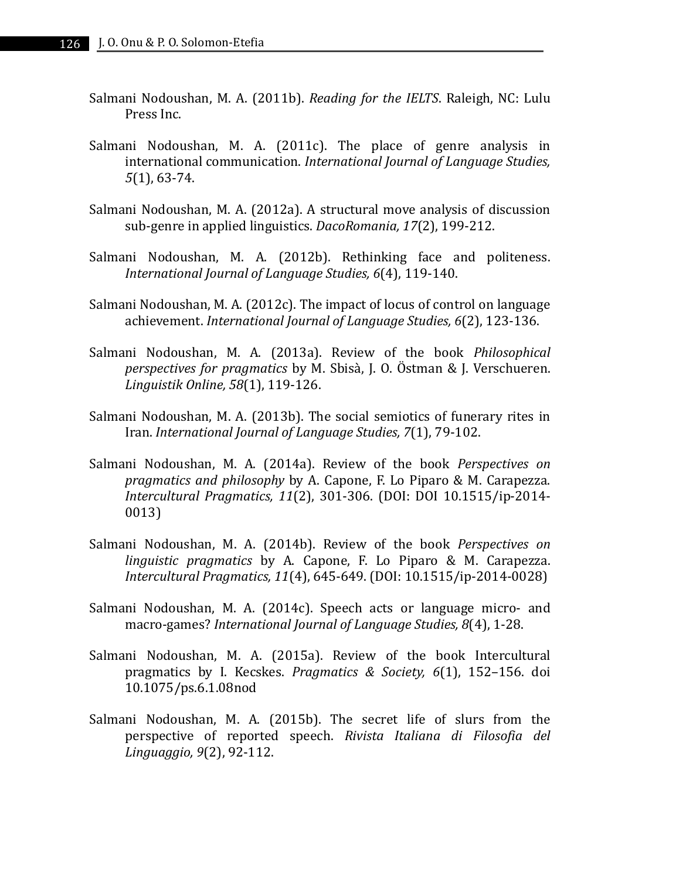Salmani Nodoushan, M. A. (2011b). *Reading for the IELTS*. Raleigh, NC: Lulu Press Inc.

Salmani Nodoushan, M. A. (2011c). The place of genre analysis in international communication. *International Journal of Language Studies, 5*(1), 63-74.

Salmani Nodoushan, M. A. (2012a). A structural move analysis of discussion sub-genre in applied linguistics. *DacoRomania, 17*(2), 199-212.

Salmani Nodoushan, M. A. (2012b). Rethinking face and politeness. *International Journal of Language Studies, 6*(4), 119-140.

Salmani Nodoushan, M. A. (2012c). The impact of locus of control on language achievement. *International Journal of Language Studies, 6*(2), 123-136.

Salmani Nodoushan, M. A. (2013a). Review of the book *Philosophical perspectives for pragmatics* by M. Sbisà, J. O. Östman & J. Verschueren. *Linguistik Online, 58*(1), 119-126.

Salmani Nodoushan, M. A. (2013b). The social semiotics of funerary rites in Iran. *International Journal of Language Studies, 7*(1), 79-102.

Salmani Nodoushan, M. A. (2014a). Review of the book *Perspectives on pragmatics and philosophy* by A. Capone, F. Lo Piparo & M. Carapezza. *Intercultural Pragmatics, 11*(2), 301-306. (DOI: DOI 10.1515/ip-2014-0013)

Salmani Nodoushan, M. A. (2014b). Review of the book *Perspectives on linguistic pragmatics* by A. Capone, F. Lo Piparo & M. Carapezza. *Intercultural Pragmatics, 11*(4), 645-649. (DOI: 10.1515/ip-2014-0028)

Salmani Nodoushan, M. A. (2014c). Speech acts or language micro- and macro-games? *International Journal of Language Studies, 8*(4), 1-28.

Salmani Nodoushan, M. A. (2015a). Review of the book Intercultural pragmatics by I. Kecskes. *Pragmatics & Society, 6*(1), 152–156. doi 10.1075/ps.6.1.08nod

Salmani Nodoushan, M. A. (2015b). The secret life of slurs from the perspective of reported speech. *Rivista Italiana di Filosofia del Linguaggio, 9*(2), 92-112.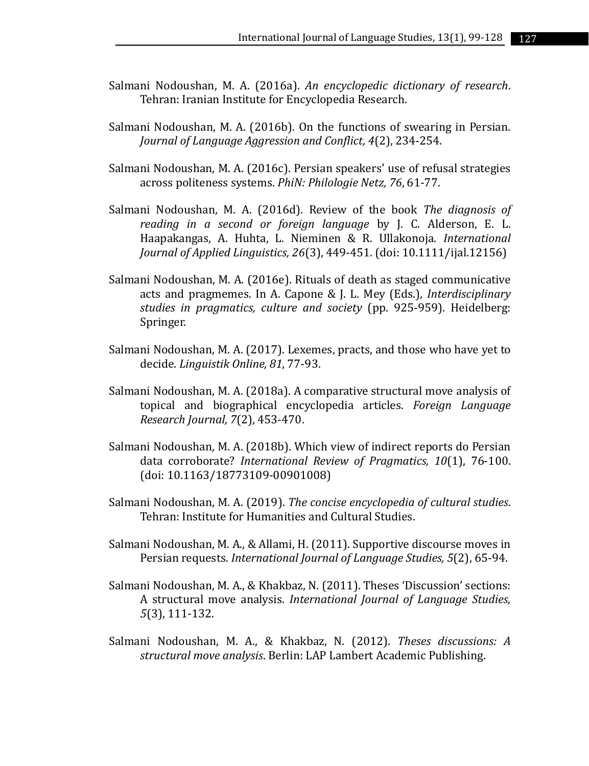Salmani Nodoushan, M. A. (2016a). *An encyclopedic dictionary of research*. Tehran: Iranian Institute for Encyclopedia Research.

Salmani Nodoushan, M. A. (2016b). On the functions of swearing in Persian. *Journal of Language Aggression and Conflict, 4*(2), 234-254.

Salmani Nodoushan, M. A. (2016c). Persian speakers' use of refusal strategies across politeness systems. *PhiN: Philologie Netz, 76*, 61-77.

Salmani Nodoushan, M. A. (2016d). Review of the book *The diagnosis of reading in a second or foreign language* by J. C. Alderson, E. L. Haapakangas, A. Huhta, L. Nieminen & R. Ullakonoja. *International Journal of Applied Linguistics, 26*(3), 449-451. (doi: 10.1111/ijal.12156)

Salmani Nodoushan, M. A. (2016e). Rituals of death as staged communicative acts and pragmemes. In A. Capone & J. L. Mey (Eds.), *Interdisciplinary studies in pragmatics, culture and society* (pp. 925-959). Heidelberg: Springer.

Salmani Nodoushan, M. A. (2017). Lexemes, practs, and those who have yet to decide. *Linguistik Online, 81*, 77-93.

Salmani Nodoushan, M. A. (2018a). A comparative structural move analysis of topical and biographical encyclopedia articles. *Foreign Language Research Journal, 7*(2), 453-470.

Salmani Nodoushan, M. A. (2018b). Which view of indirect reports do Persian data corroborate? *International Review of Pragmatics, 10*(1), 76-100. (doi: 10.1163/18773109-00901008)

Salmani Nodoushan, M. A. (2019). *The concise encyclopedia of cultural studies*. Tehran: Institute for Humanities and Cultural Studies.

Salmani Nodoushan, M. A., & Allami, H. (2011). Supportive discourse moves in Persian requests. *International Journal of Language Studies, 5*(2), 65-94.

Salmani Nodoushan, M. A., & Khakbaz, N. (2011). Theses 'Discussion' sections: A structural move analysis. *International Journal of Language Studies, 5*(3), 111-132.

Salmani Nodoushan, M. A., & Khakbaz, N. (2012). *Theses discussions: A structural move analysis*. Berlin: LAP Lambert Academic Publishing.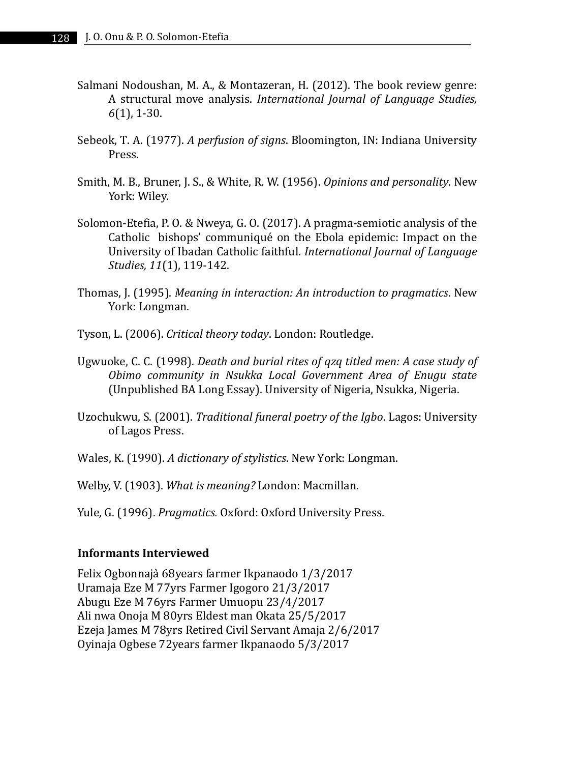Salmani Nodoushan, M. A., & Montazeran, H. (2012). The book review genre: A structural move analysis. *International Journal of Language Studies, 6*(1), 1-30.

Sebeok, T. A. (1977). *A perfusion of signs*. Bloomington, IN: Indiana University Press.

Smith, M. B., Bruner, J. S., & White, R. W. (1956). *Opinions and personality*. New York: Wiley.

Solomon-Etefia, P. O. & Nweya, G. O. (2017). A pragma-semiotic analysis of the Catholic bishops' communiqué on the Ebola epidemic: Impact on the University of Ibadan Catholic faithful. *International Journal of Language Studies, 11*(1), 119-142.

Thomas, J. (1995). *Meaning in interaction: An introduction to pragmatics*. New York: Longman.

Tyson, L. (2006). *Critical theory today*. London: Routledge.

Ugwuoke, C. C. (1998). *Death and burial rites of qzq titled men: A case study of Obimo community in Nsukka Local Government Area of Enugu state* (Unpublished BA Long Essay). University of Nigeria, Nsukka, Nigeria.

Uzochukwu, S. (2001). *Traditional funeral poetry of the Igbo*. Lagos: University of Lagos Press.

Wales, K. (1990). *A dictionary of stylistics*. New York: Longman.

Welby, V. (1903). *What is meaning?* London: Macmillan.

Yule, G. (1996). *Pragmatics.* Oxford: Oxford University Press.

**Informants Interviewed**

Felix Ogbonnajà 68years farmer Ikpanaodo 1/3/2017
Uramaja Eze M 77yrs Farmer Igogoro 21/3/2017
Abugu Eze M 76yrs Farmer Umuopu 23/4/2017
Ali nwa Onoja M 80yrs Eldest man Okata 25/5/2017
Ezeja James M 78yrs Retired Civil Servant Amaja 2/6/2017
Oyinaja Ogbese 72years farmer Ikpanaodo 5/3/2017